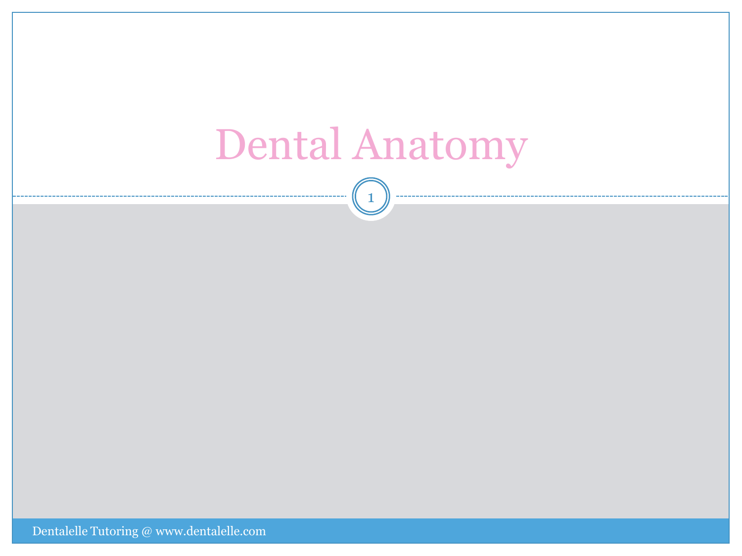# Dental Anatomy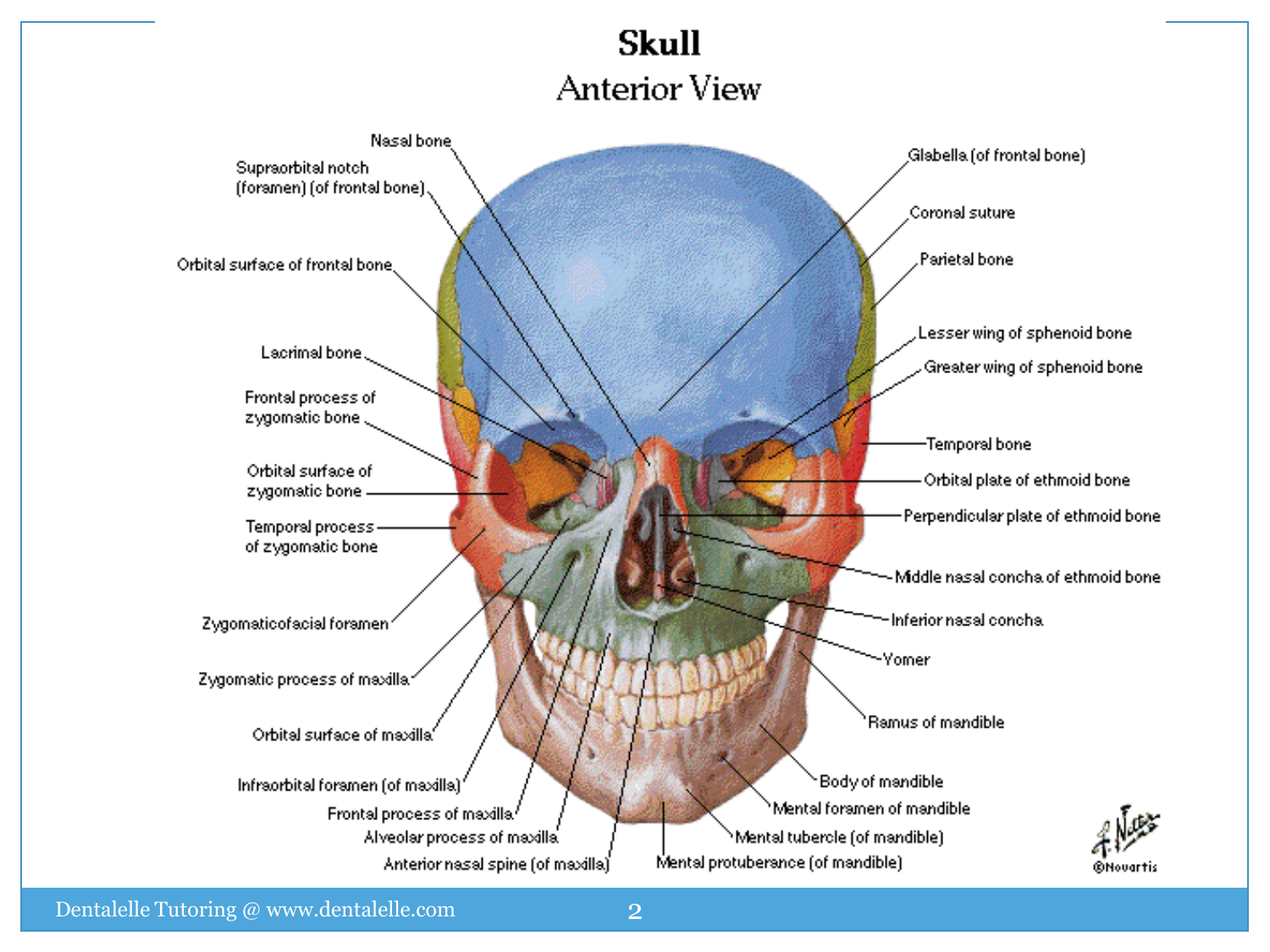# Skull

## Anterior View

- Nasal bone
- Supraorbital notch (foramen) (of frontal bone)
- Orbital surface of frontal bone
- Lacrimal bone
- Frontal process of zygomatic bone
- Orbital surface of zygomatic bone
- Temporal process of zygomatic bone
- Zygomaticofacial foramen
- Zygomatic process of maxilla
- Orbital surface of maxilla
- Infraorbital foramen (of maxilla)
- Frontal process of maxilla
- Alveolar process of maxilla
- Anterior nasal spine (of maxilla)
- Glabella (of frontal bone)
- Coronal suture
- Parietal bone
- Lesser wing of sphenoid bone
- Greater wing of sphenoid bone
- Temporal bone
- Orbital plate of ethmoid bone
- Perpendicular plate of ethmoid bone
- Middle nasal concha of ethmoid bone
- Inferior nasal concha
- Vomer
- Ramus of mandible
- Body of mandible
- Mental foramen of mandible
- Mental tubercle (of mandible)
- Mental protuberance (of mandible)

©Novartis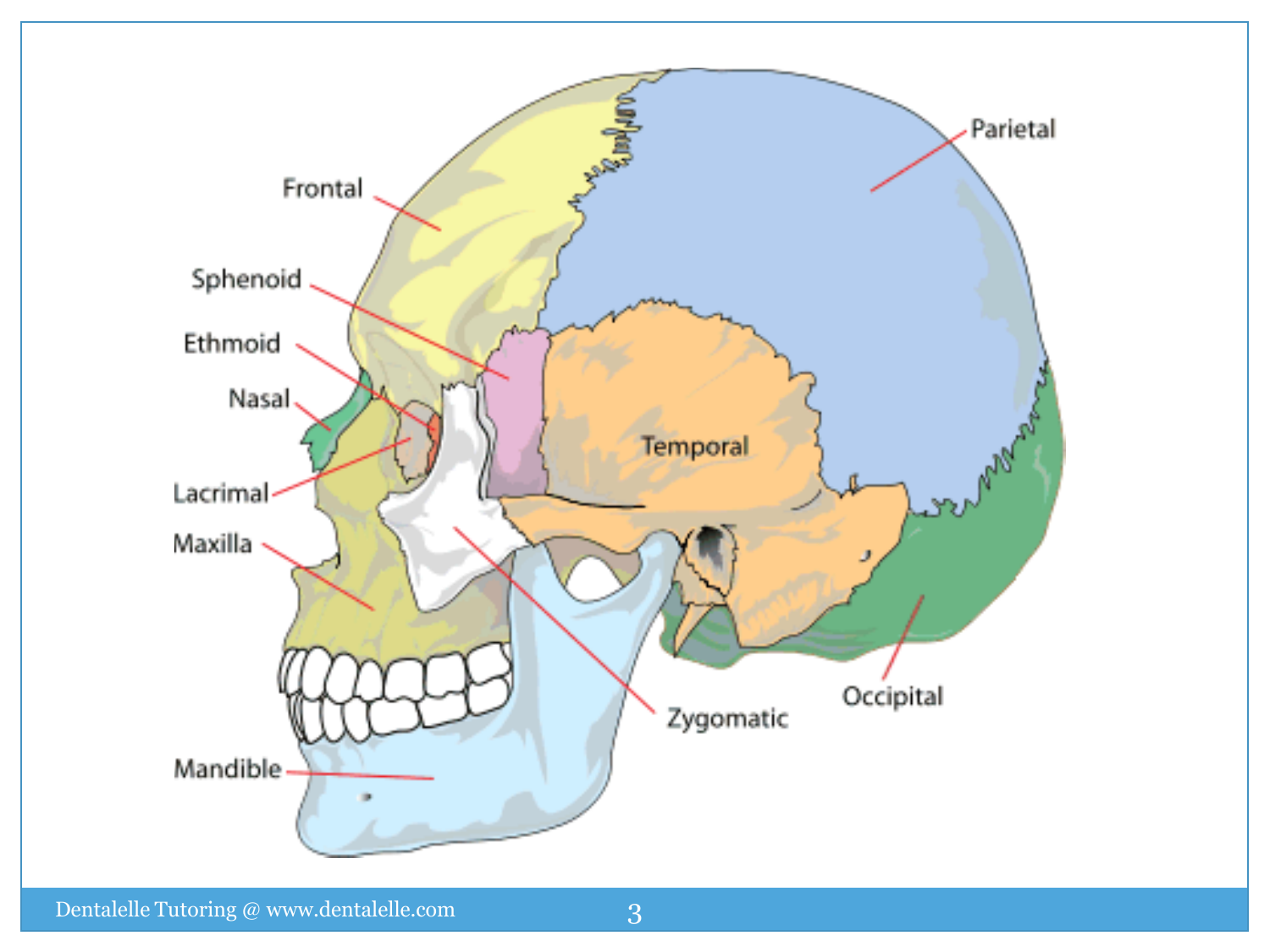Frontal

Parietal

Sphenoid

Ethmoid

Nasal

Temporal

Lacrimal

Maxilla

Occipital

Zygomatic

Mandible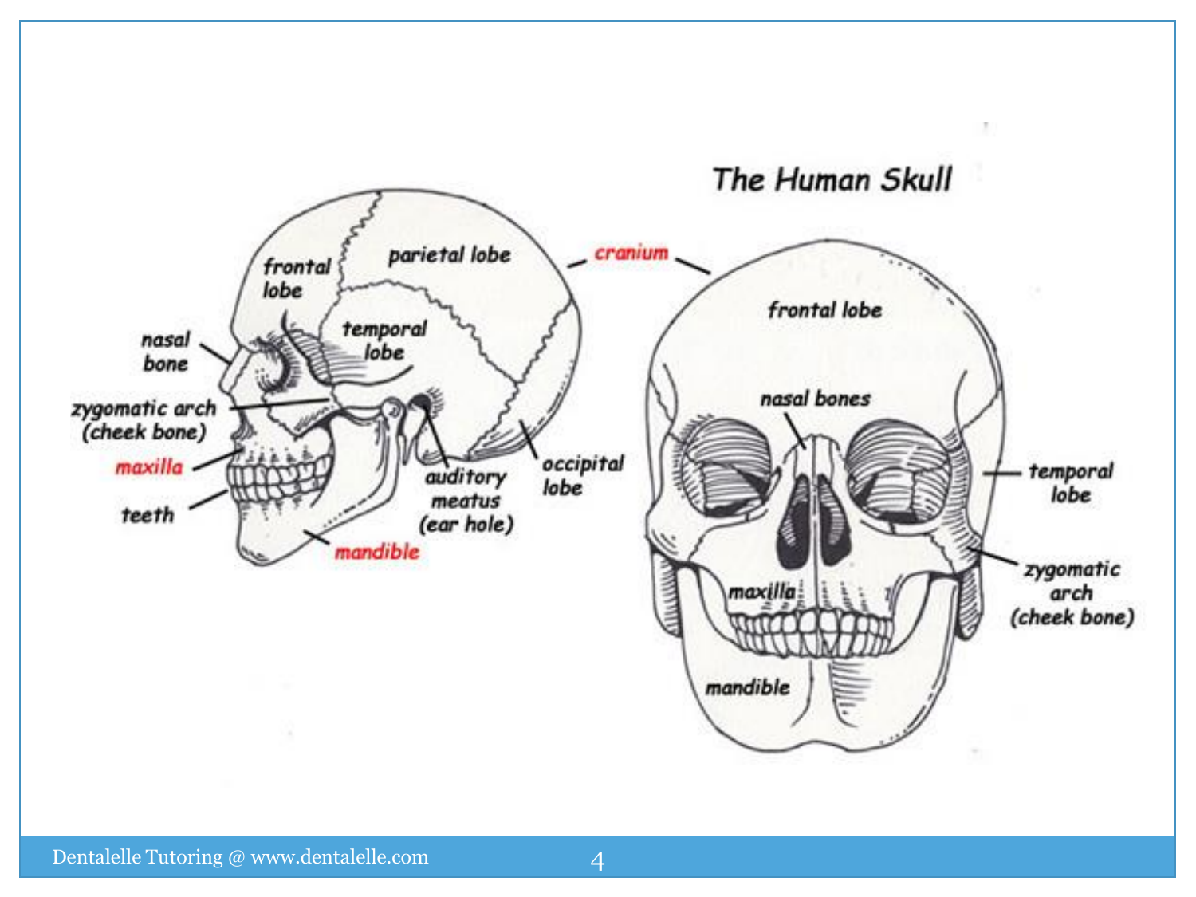## The Human Skull

frontal lobe

parietal lobe

cranium

temporal lobe

nasal bone

zygomatic arch (cheek bone)

maxilla

teeth

mandible

auditory meatus (ear hole)

occipital lobe

frontal lobe

nasal bones

temporal lobe

maxilla

zygomatic arch (cheek bone)

mandible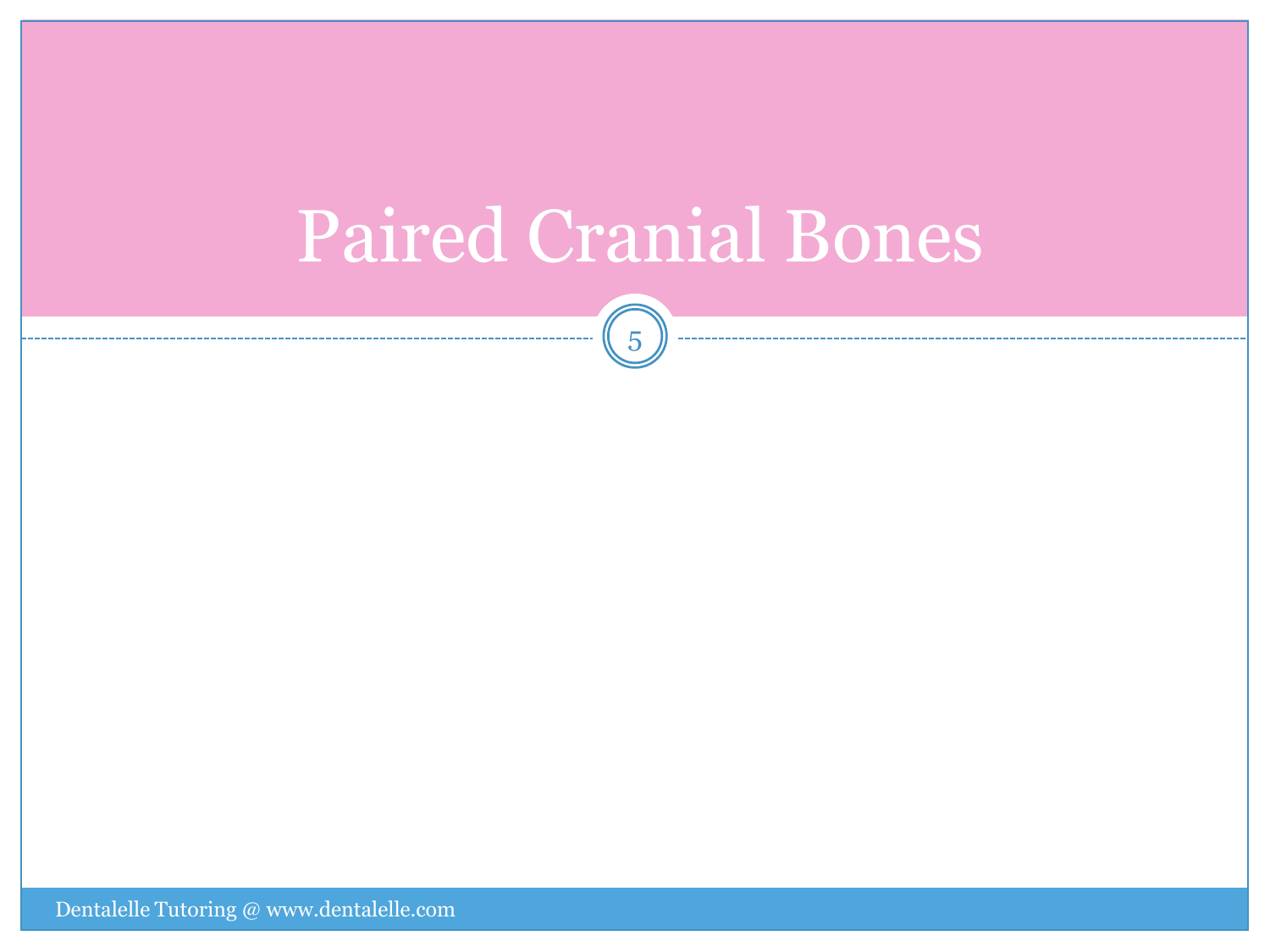# Paired Cranial Bones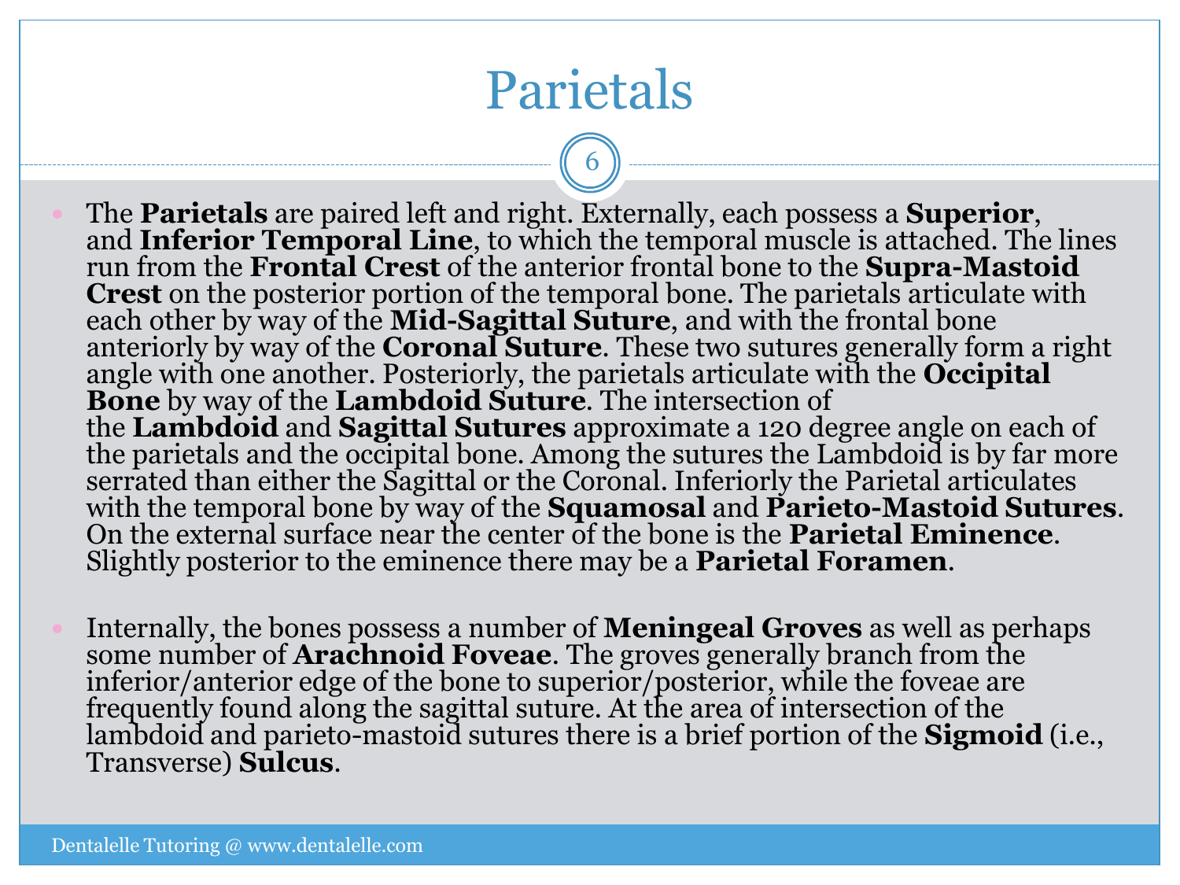# Parietals

- The **Parietals** are paired left and right. Externally, each possess a **Superior**, and **Inferior Temporal Line**, to which the temporal muscle is attached. The lines run from the **Frontal Crest** of the anterior frontal bone to the **Supra-Mastoid Crest** on the posterior portion of the temporal bone. The parietals articulate with each other by way of the **Mid-Sagittal Suture**, and with the frontal bone anteriorly by way of the **Coronal Suture**. These two sutures generally form a right angle with one another. Posteriorly, the parietals articulate with the **Occipital Bone** by way of the **Lambdoid Suture**. The intersection of the **Lambdoid** and **Sagittal Sutures** approximate a 120 degree angle on each of the parietals and the occipital bone. Among the sutures the Lambdoid is by far more serrated than either the Sagittal or the Coronal. Inferiorly the Parietal articulates with the temporal bone by way of the **Squamosal** and **Parieto-Mastoid Sutures**. On the external surface near the center of the bone is the **Parietal Eminence**. Slightly posterior to the eminence there may be a **Parietal Foramen**.

- Internally, the bones possess a number of **Meningeal Groves** as well as perhaps some number of **Arachnoid Foveae**. The groves generally branch from the inferior/anterior edge of the bone to superior/posterior, while the foveae are frequently found along the sagittal suture. At the area of intersection of the lambdoid and parieto-mastoid sutures there is a brief portion of the **Sigmoid** (i.e., Transverse) **Sulcus**.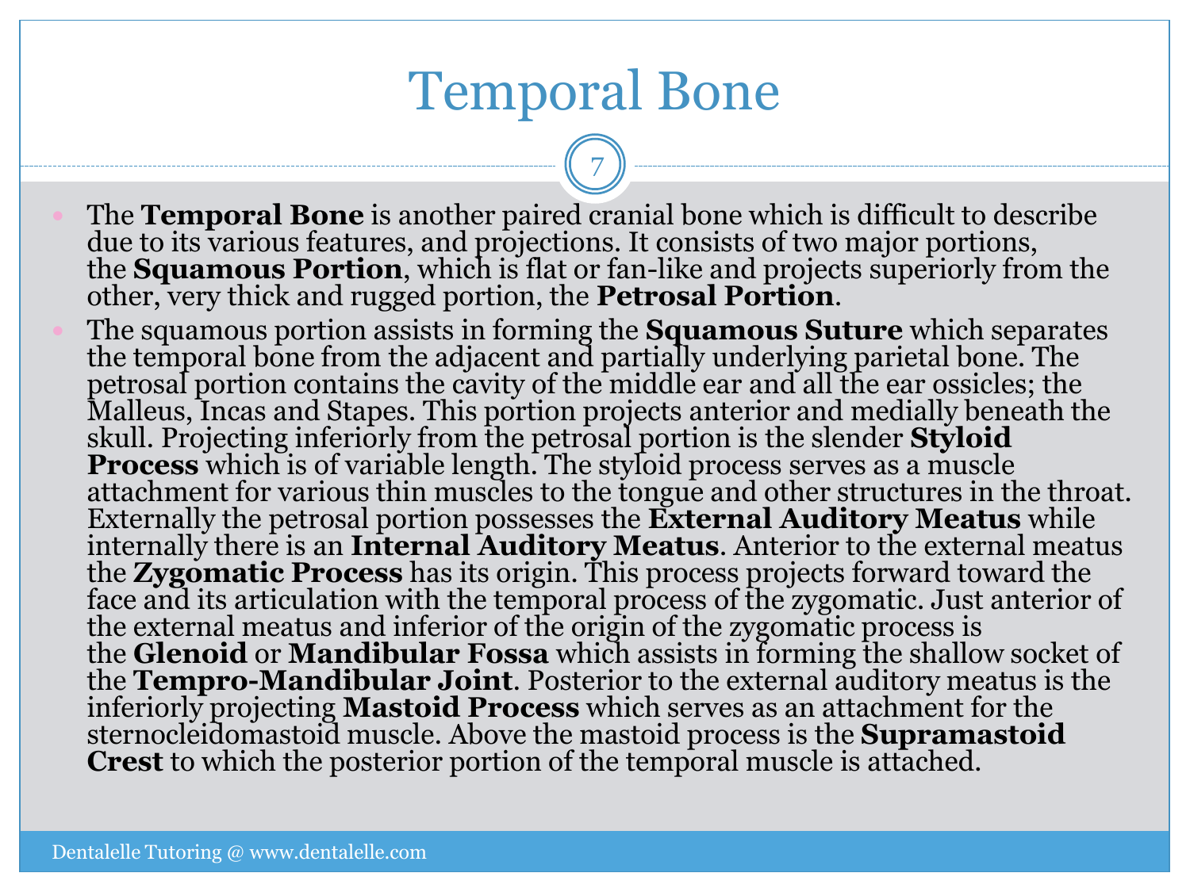# Temporal Bone

- The **Temporal Bone** is another paired cranial bone which is difficult to describe due to its various features, and projections. It consists of two major portions, the **Squamous Portion**, which is flat or fan-like and projects superiorly from the other, very thick and rugged portion, the **Petrosal Portion**.
- The squamous portion assists in forming the **Squamous Suture** which separates the temporal bone from the adjacent and partially underlying parietal bone. The petrosal portion contains the cavity of the middle ear and all the ear ossicles; the Malleus, Incas and Stapes. This portion projects anterior and medially beneath the skull. Projecting inferiorly from the petrosal portion is the slender **Styloid Process** which is of variable length. The styloid process serves as a muscle attachment for various thin muscles to the tongue and other structures in the throat. Externally the petrosal portion possesses the **External Auditory Meatus** while internally there is an **Internal Auditory Meatus**. Anterior to the external meatus the **Zygomatic Process** has its origin. This process projects forward toward the face and its articulation with the temporal process of the zygomatic. Just anterior of the external meatus and inferior of the origin of the zygomatic process is the **Glenoid** or **Mandibular Fossa** which assists in forming the shallow socket of the **Tempro-Mandibular Joint**. Posterior to the external auditory meatus is the inferiorly projecting **Mastoid Process** which serves as an attachment for the sternocleidomastoid muscle. Above the mastoid process is the **Supramastoid Crest** to which the posterior portion of the temporal muscle is attached.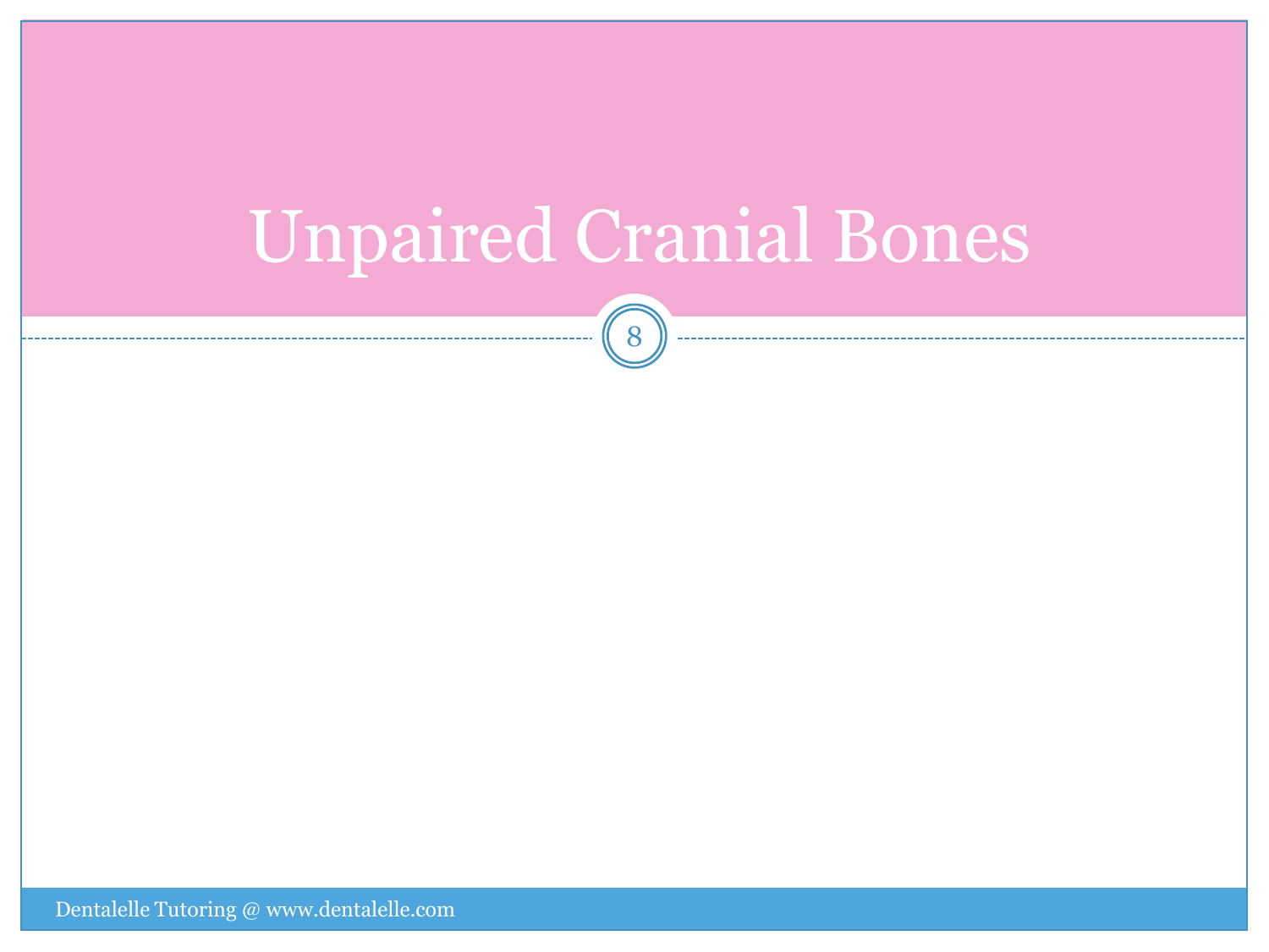# Unpaired Cranial Bones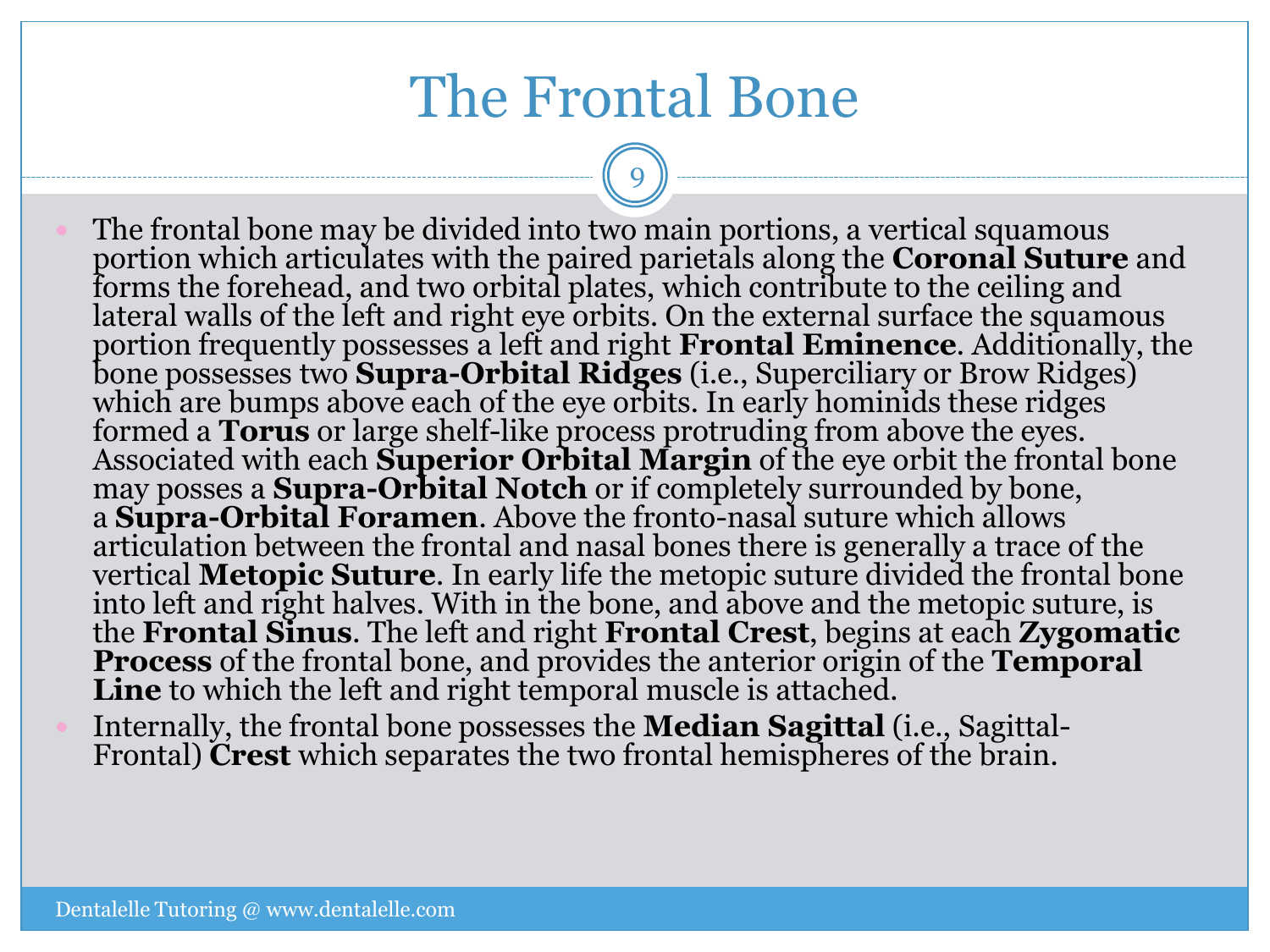# The Frontal Bone

- The frontal bone may be divided into two main portions, a vertical squamous portion which articulates with the paired parietals along the **Coronal Suture** and forms the forehead, and two orbital plates, which contribute to the ceiling and lateral walls of the left and right eye orbits. On the external surface the squamous portion frequently possesses a left and right **Frontal Eminence**. Additionally, the bone possesses two **Supra-Orbital Ridges** (i.e., Superciliary or Brow Ridges) which are bumps above each of the eye orbits. In early hominids these ridges formed a **Torus** or large shelf-like process protruding from above the eyes. Associated with each **Superior Orbital Margin** of the eye orbit the frontal bone may posses a **Supra-Orbital Notch** or if completely surrounded by bone, a **Supra-Orbital Foramen**. Above the fronto-nasal suture which allows articulation between the frontal and nasal bones there is generally a trace of the vertical **Metopic Suture**. In early life the metopic suture divided the frontal bone into left and right halves. With in the bone, and above and the metopic suture, is the **Frontal Sinus**. The left and right **Frontal Crest**, begins at each **Zygomatic Process** of the frontal bone, and provides the anterior origin of the **Temporal Line** to which the left and right temporal muscle is attached.
- Internally, the frontal bone possesses the **Median Sagittal** (i.e., Sagittal-Frontal) **Crest** which separates the two frontal hemispheres of the brain.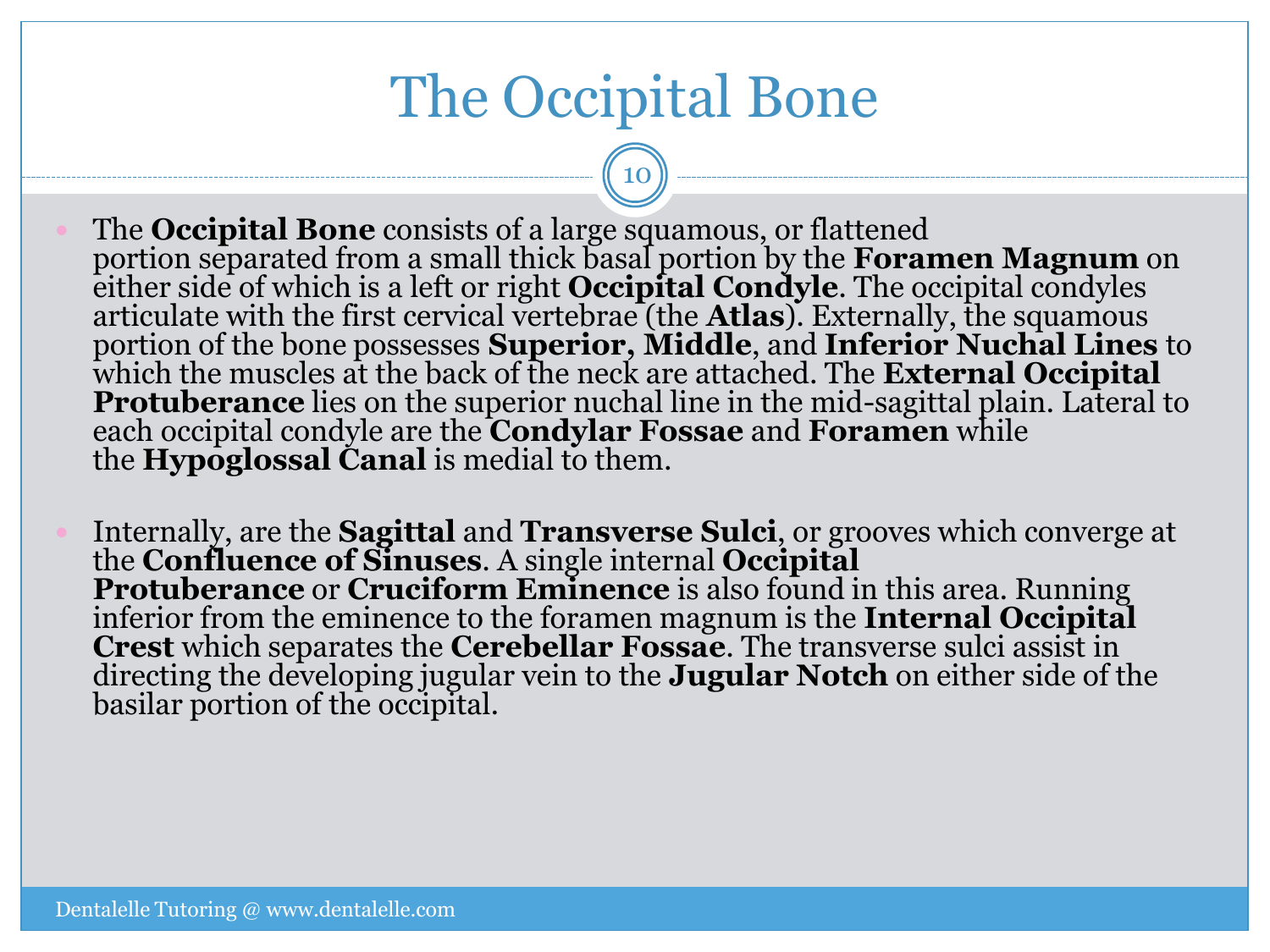# The Occipital Bone

- The **Occipital Bone** consists of a large squamous, or flattened portion separated from a small thick basal portion by the **Foramen Magnum** on either side of which is a left or right **Occipital Condyle**. The occipital condyles articulate with the first cervical vertebrae (the **Atlas**). Externally, the squamous portion of the bone possesses **Superior, Middle**, and **Inferior Nuchal Lines** to which the muscles at the back of the neck are attached. The **External Occipital Protuberance** lies on the superior nuchal line in the mid-sagittal plain. Lateral to each occipital condyle are the **Condylar Fossae** and **Foramen** while the **Hypoglossal Canal** is medial to them.

- Internally, are the **Sagittal** and **Transverse Sulci**, or grooves which converge at the **Confluence of Sinuses**. A single internal **Occipital Protuberance** or **Cruciform Eminence** is also found in this area. Running inferior from the eminence to the foramen magnum is the **Internal Occipital Crest** which separates the **Cerebellar Fossae**. The transverse sulci assist in directing the developing jugular vein to the **Jugular Notch** on either side of the basilar portion of the occipital.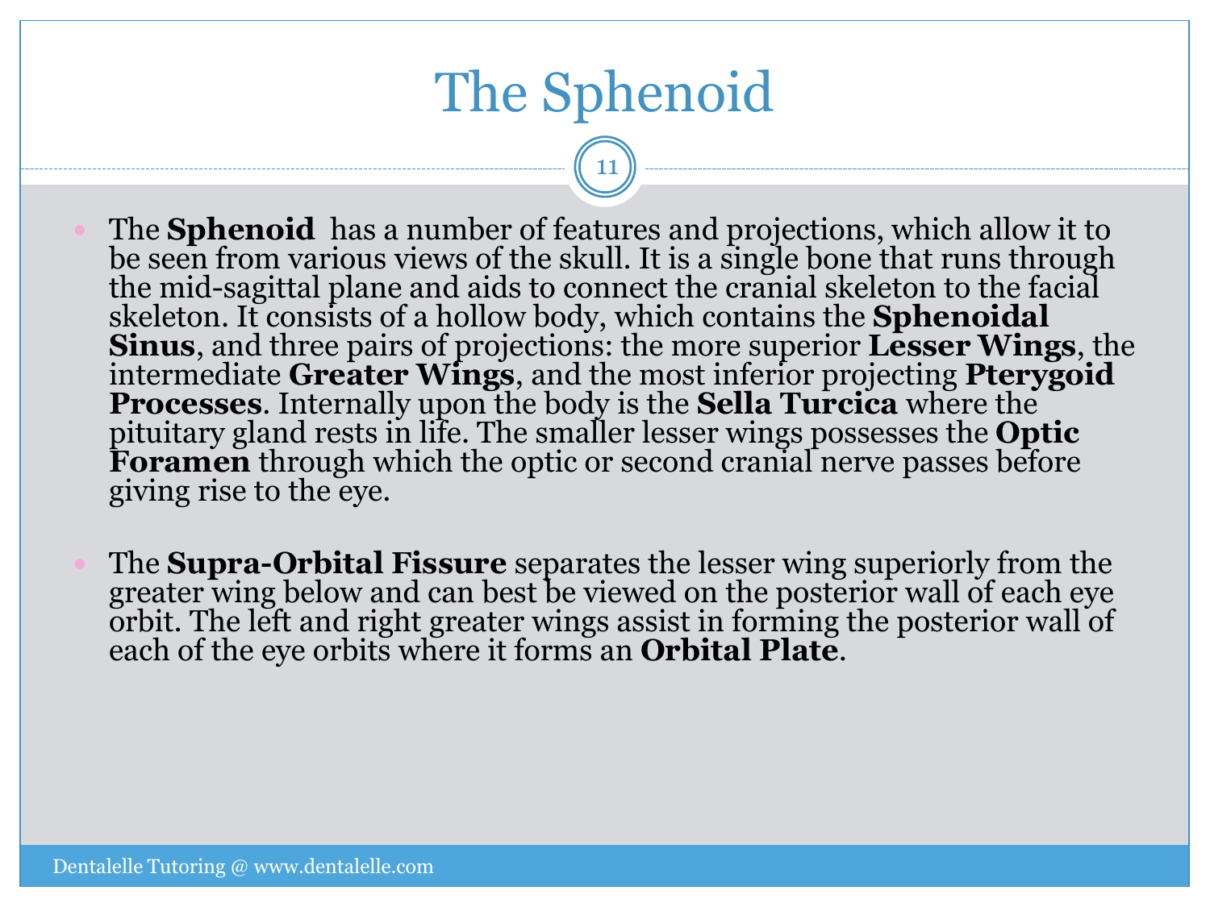# The Sphenoid

- The **Sphenoid** has a number of features and projections, which allow it to be seen from various views of the skull. It is a single bone that runs through the mid-sagittal plane and aids to connect the cranial skeleton to the facial skeleton. It consists of a hollow body, which contains the **Sphenoidal Sinus**, and three pairs of projections: the more superior **Lesser Wings**, the intermediate **Greater Wings**, and the most inferior projecting **Pterygoid Processes**. Internally upon the body is the **Sella Turcica** where the pituitary gland rests in life. The smaller lesser wings possesses the **Optic Foramen** through which the optic or second cranial nerve passes before giving rise to the eye.

- The **Supra-Orbital Fissure** separates the lesser wing superiorly from the greater wing below and can best be viewed on the posterior wall of each eye orbit. The left and right greater wings assist in forming the posterior wall of each of the eye orbits where it forms an **Orbital Plate**.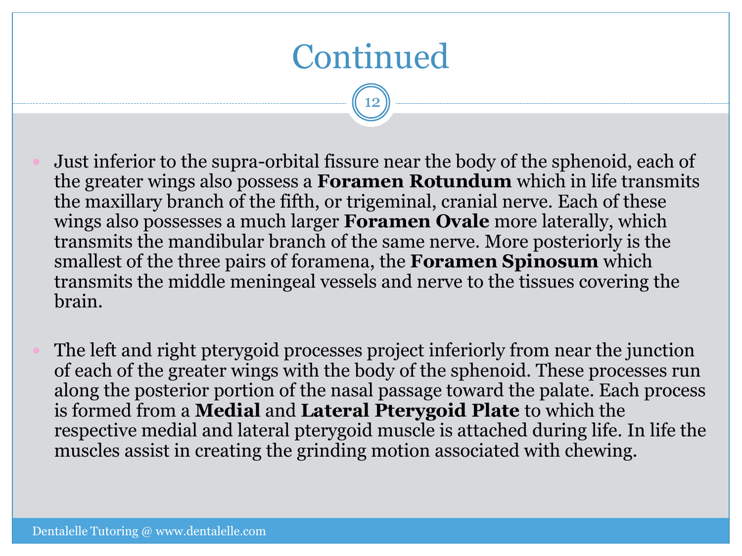# Continued

- Just inferior to the supra-orbital fissure near the body of the sphenoid, each of the greater wings also possess a **Foramen Rotundum** which in life transmits the maxillary branch of the fifth, or trigeminal, cranial nerve. Each of these wings also possesses a much larger **Foramen Ovale** more laterally, which transmits the mandibular branch of the same nerve. More posteriorly is the smallest of the three pairs of foramena, the **Foramen Spinosum** which transmits the middle meningeal vessels and nerve to the tissues covering the brain.

- The left and right pterygoid processes project inferiorly from near the junction of each of the greater wings with the body of the sphenoid. These processes run along the posterior portion of the nasal passage toward the palate. Each process is formed from a **Medial** and **Lateral Pterygoid Plate** to which the respective medial and lateral pterygoid muscle is attached during life. In life the muscles assist in creating the grinding motion associated with chewing.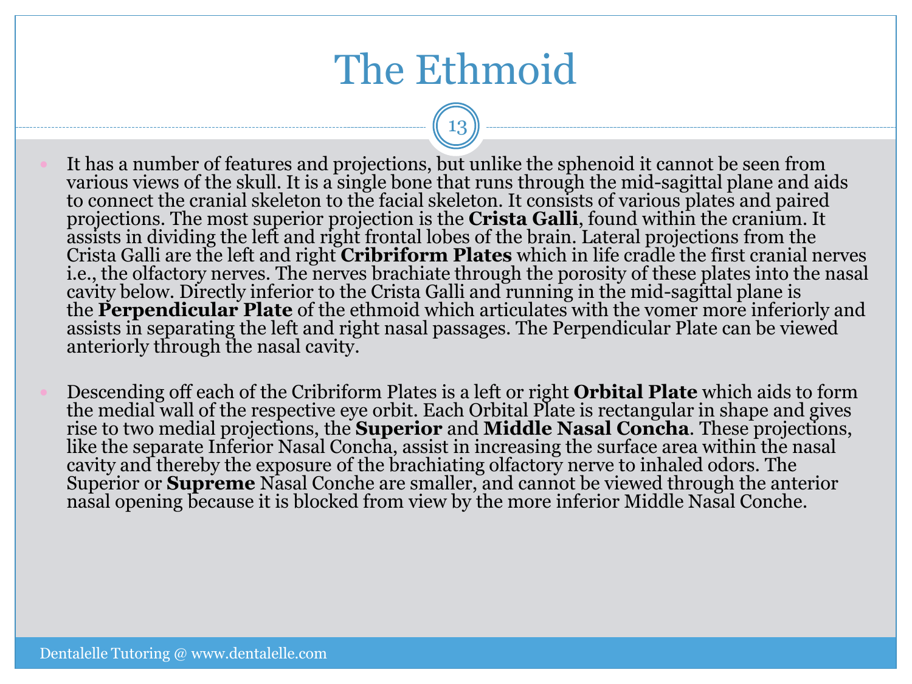# The Ethmoid

- It has a number of features and projections, but unlike the sphenoid it cannot be seen from various views of the skull. It is a single bone that runs through the mid-sagittal plane and aids to connect the cranial skeleton to the facial skeleton. It consists of various plates and paired projections. The most superior projection is the **Crista Galli**, found within the cranium. It assists in dividing the left and right frontal lobes of the brain. Lateral projections from the Crista Galli are the left and right **Cribriform Plates** which in life cradle the first cranial nerves i.e., the olfactory nerves. The nerves brachiate through the porosity of these plates into the nasal cavity below. Directly inferior to the Crista Galli and running in the mid-sagittal plane is the **Perpendicular Plate** of the ethmoid which articulates with the vomer more inferiorly and assists in separating the left and right nasal passages. The Perpendicular Plate can be viewed anteriorly through the nasal cavity.

- Descending off each of the Cribriform Plates is a left or right **Orbital Plate** which aids to form the medial wall of the respective eye orbit. Each Orbital Plate is rectangular in shape and gives rise to two medial projections, the **Superior** and **Middle Nasal Concha**. These projections, like the separate Inferior Nasal Concha, assist in increasing the surface area within the nasal cavity and thereby the exposure of the brachiating olfactory nerve to inhaled odors. The Superior or **Supreme** Nasal Conche are smaller, and cannot be viewed through the anterior nasal opening because it is blocked from view by the more inferior Middle Nasal Conche.

Dentalelle Tutoring @ www.dentalelle.com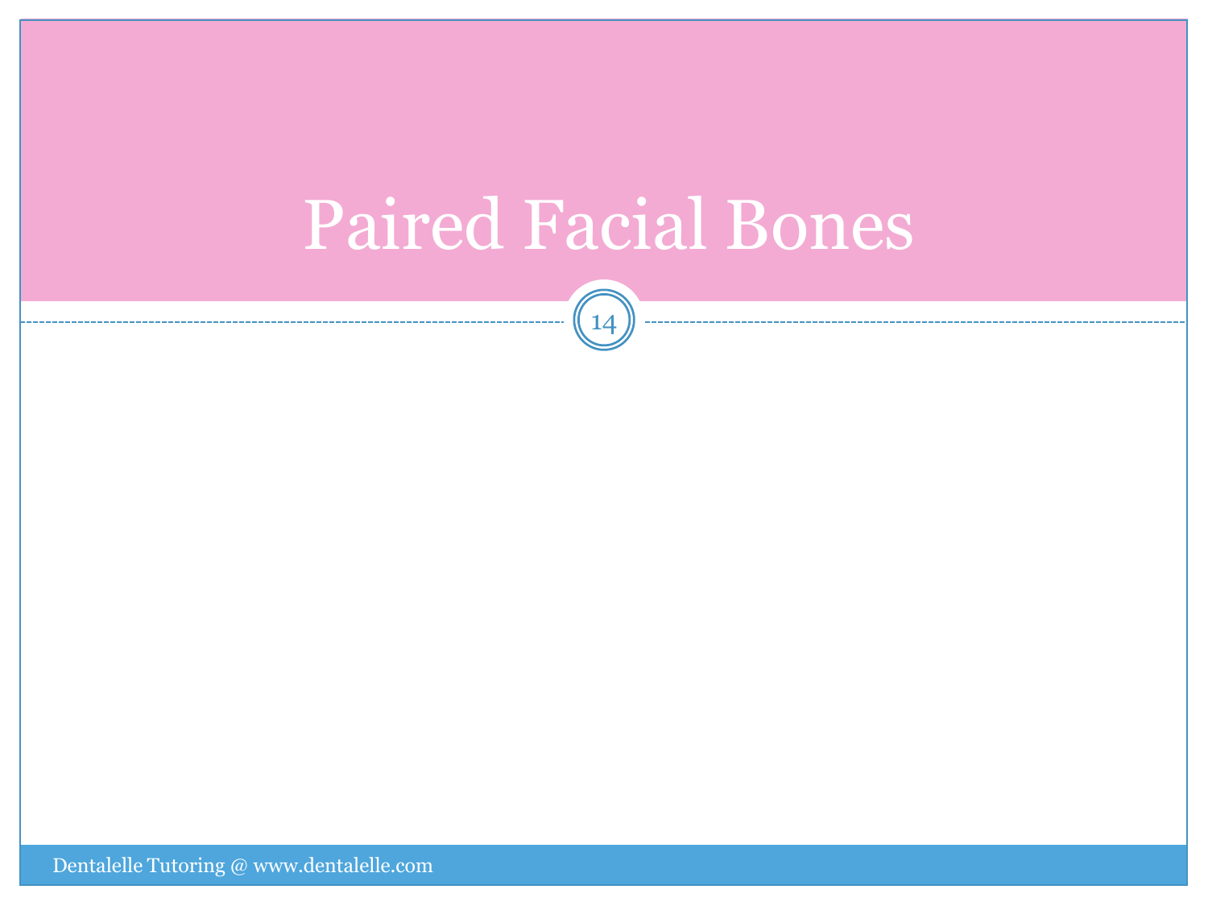# Paired Facial Bones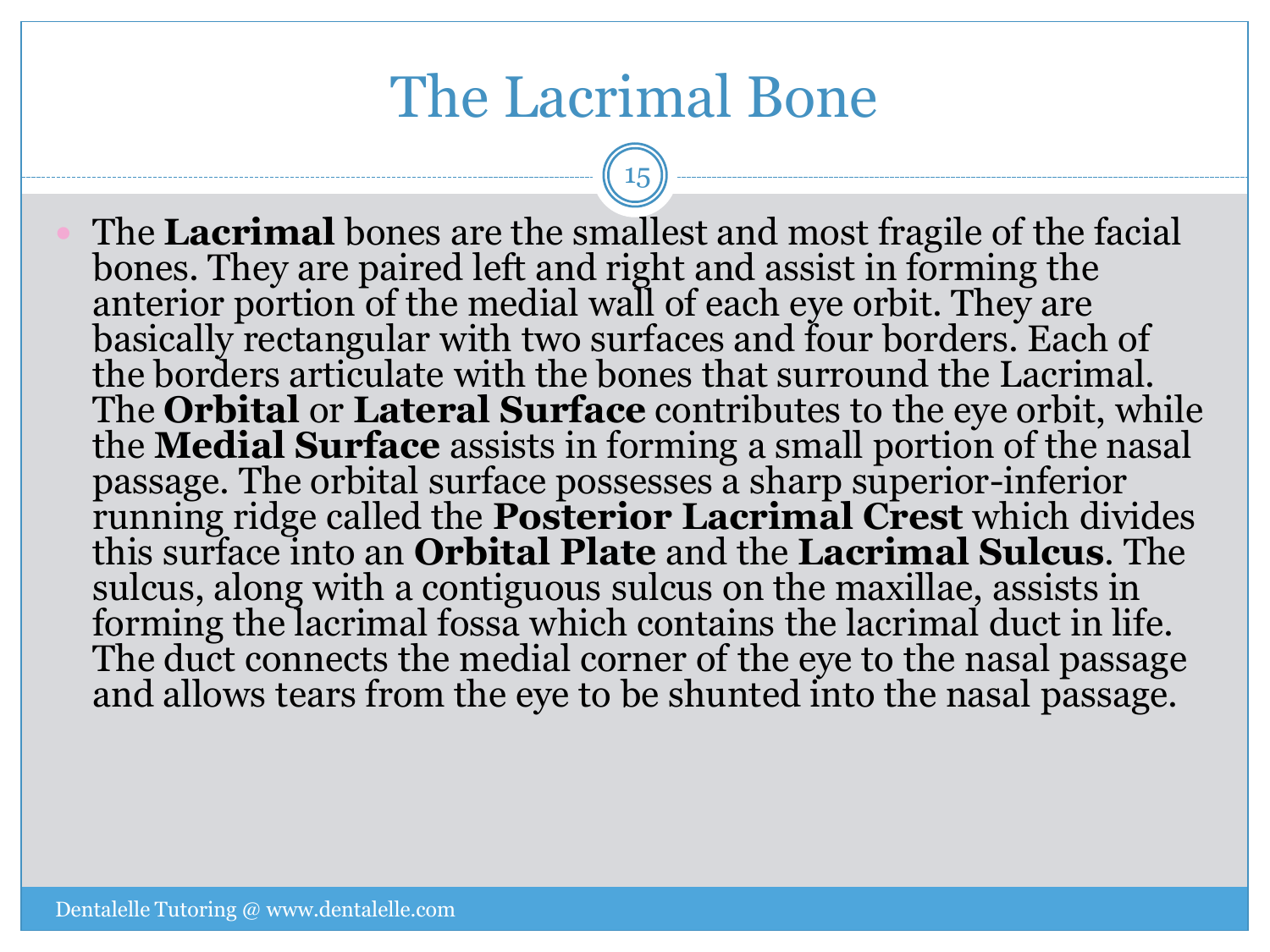# The Lacrimal Bone

- The **Lacrimal** bones are the smallest and most fragile of the facial bones. They are paired left and right and assist in forming the anterior portion of the medial wall of each eye orbit. They are basically rectangular with two surfaces and four borders. Each of the borders articulate with the bones that surround the Lacrimal. The **Orbital** or **Lateral Surface** contributes to the eye orbit, while the **Medial Surface** assists in forming a small portion of the nasal passage. The orbital surface possesses a sharp superior-inferior running ridge called the **Posterior Lacrimal Crest** which divides this surface into an **Orbital Plate** and the **Lacrimal Sulcus**. The sulcus, along with a contiguous sulcus on the maxillae, assists in forming the lacrimal fossa which contains the lacrimal duct in life. The duct connects the medial corner of the eye to the nasal passage and allows tears from the eye to be shunted into the nasal passage.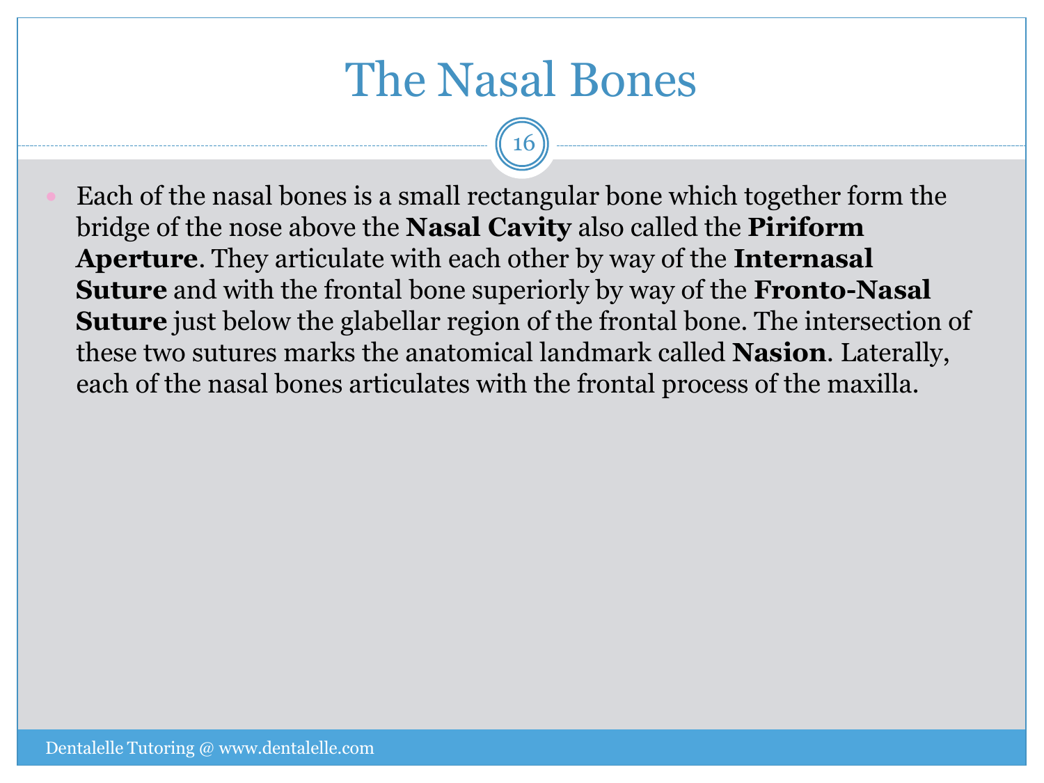# The Nasal Bones

- Each of the nasal bones is a small rectangular bone which together form the bridge of the nose above the **Nasal Cavity** also called the **Piriform Aperture**. They articulate with each other by way of the **Internasal Suture** and with the frontal bone superiorly by way of the **Fronto-Nasal Suture** just below the glabellar region of the frontal bone. The intersection of these two sutures marks the anatomical landmark called **Nasion**. Laterally, each of the nasal bones articulates with the frontal process of the maxilla.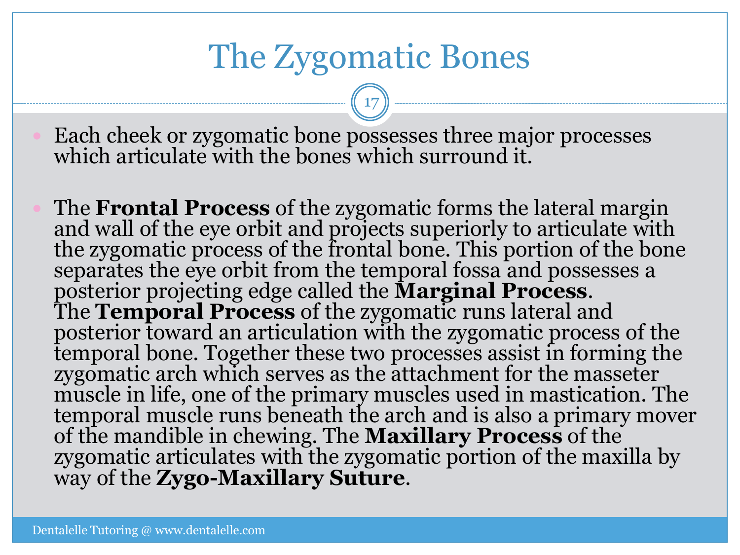# The Zygomatic Bones

- Each cheek or zygomatic bone possesses three major processes which articulate with the bones which surround it.

- The **Frontal Process** of the zygomatic forms the lateral margin and wall of the eye orbit and projects superiorly to articulate with the zygomatic process of the frontal bone. This portion of the bone separates the eye orbit from the temporal fossa and possesses a posterior projecting edge called the **Marginal Process**. The **Temporal Process** of the zygomatic runs lateral and posterior toward an articulation with the zygomatic process of the temporal bone. Together these two processes assist in forming the zygomatic arch which serves as the attachment for the masseter muscle in life, one of the primary muscles used in mastication. The temporal muscle runs beneath the arch and is also a primary mover of the mandible in chewing. The **Maxillary Process** of the zygomatic articulates with the zygomatic portion of the maxilla by way of the **Zygo-Maxillary Suture**.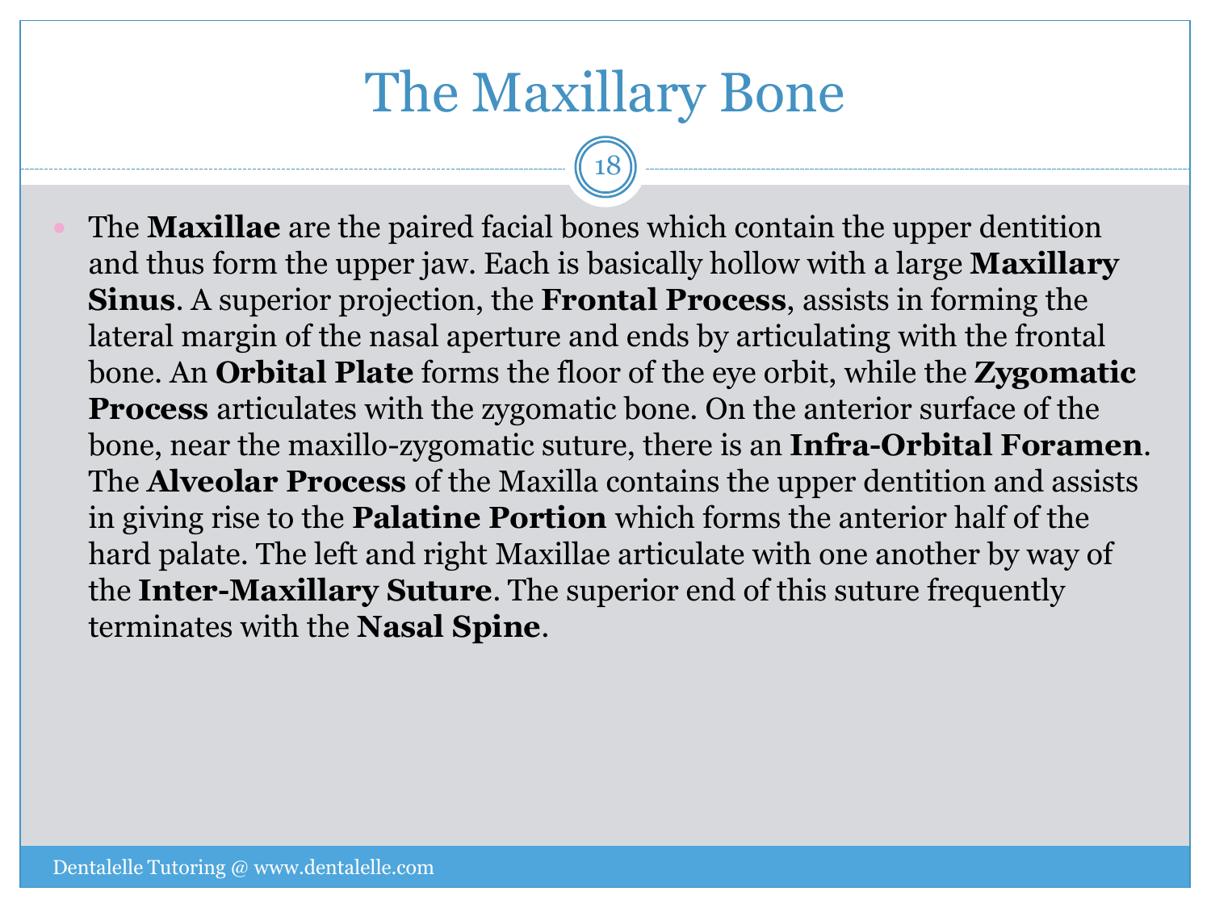# The Maxillary Bone

- The **Maxillae** are the paired facial bones which contain the upper dentition and thus form the upper jaw. Each is basically hollow with a large **Maxillary Sinus**. A superior projection, the **Frontal Process**, assists in forming the lateral margin of the nasal aperture and ends by articulating with the frontal bone. An **Orbital Plate** forms the floor of the eye orbit, while the **Zygomatic Process** articulates with the zygomatic bone. On the anterior surface of the bone, near the maxillo-zygomatic suture, there is an **Infra-Orbital Foramen**. The **Alveolar Process** of the Maxilla contains the upper dentition and assists in giving rise to the **Palatine Portion** which forms the anterior half of the hard palate. The left and right Maxillae articulate with one another by way of the **Inter-Maxillary Suture**. The superior end of this suture frequently terminates with the **Nasal Spine**.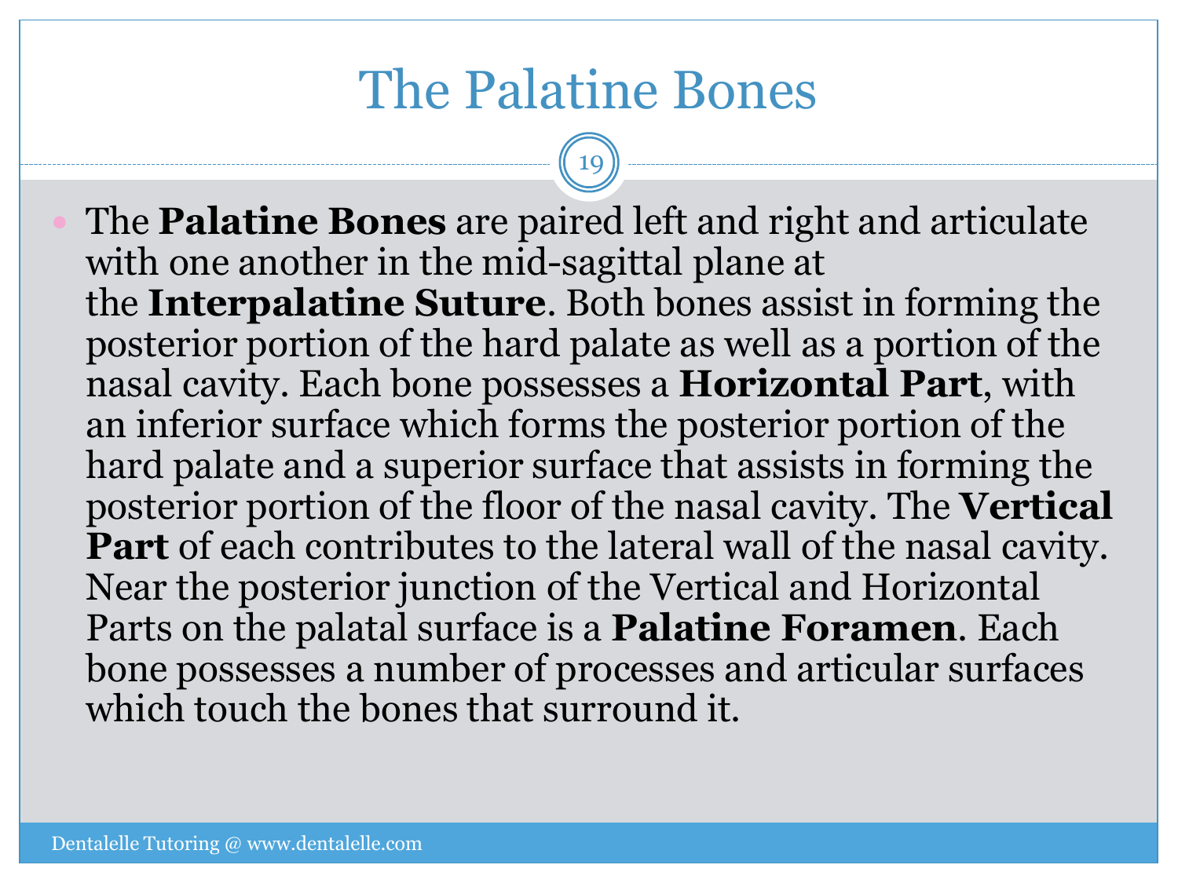# The Palatine Bones

- The **Palatine Bones** are paired left and right and articulate with one another in the mid-sagittal plane at the **Interpalatine Suture**. Both bones assist in forming the posterior portion of the hard palate as well as a portion of the nasal cavity. Each bone possesses a **Horizontal Part**, with an inferior surface which forms the posterior portion of the hard palate and a superior surface that assists in forming the posterior portion of the floor of the nasal cavity. The **Vertical Part** of each contributes to the lateral wall of the nasal cavity. Near the posterior junction of the Vertical and Horizontal Parts on the palatal surface is a **Palatine Foramen**. Each bone possesses a number of processes and articular surfaces which touch the bones that surround it.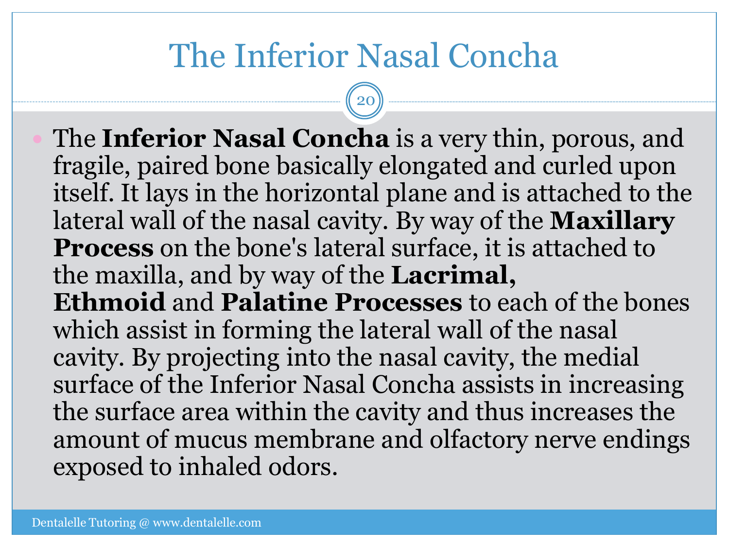# The Inferior Nasal Concha

- The **Inferior Nasal Concha** is a very thin, porous, and fragile, paired bone basically elongated and curled upon itself. It lays in the horizontal plane and is attached to the lateral wall of the nasal cavity. By way of the **Maxillary Process** on the bone's lateral surface, it is attached to the maxilla, and by way of the **Lacrimal, Ethmoid** and **Palatine Processes** to each of the bones which assist in forming the lateral wall of the nasal cavity. By projecting into the nasal cavity, the medial surface of the Inferior Nasal Concha assists in increasing the surface area within the cavity and thus increases the amount of mucus membrane and olfactory nerve endings exposed to inhaled odors.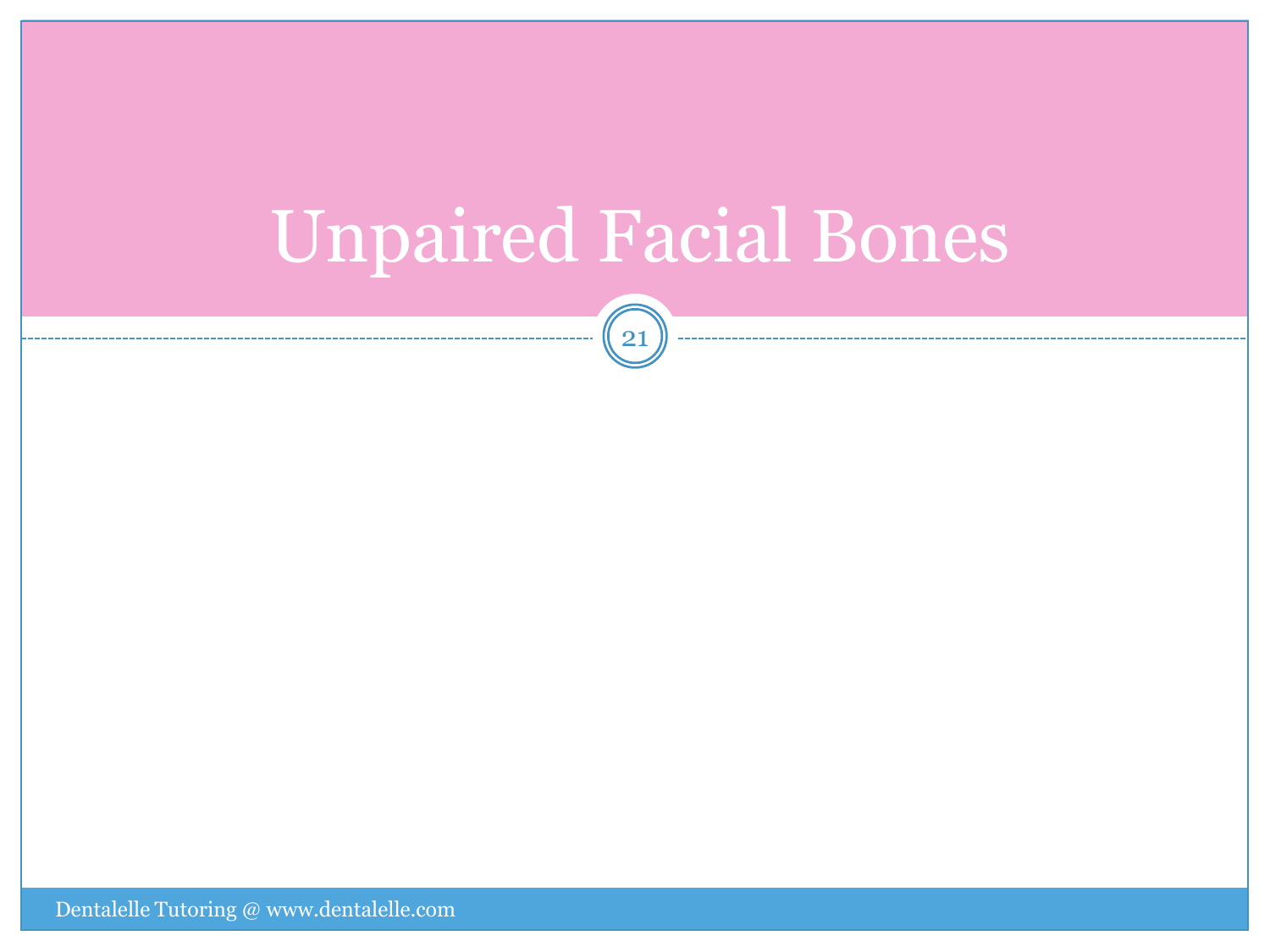# Unpaired Facial Bones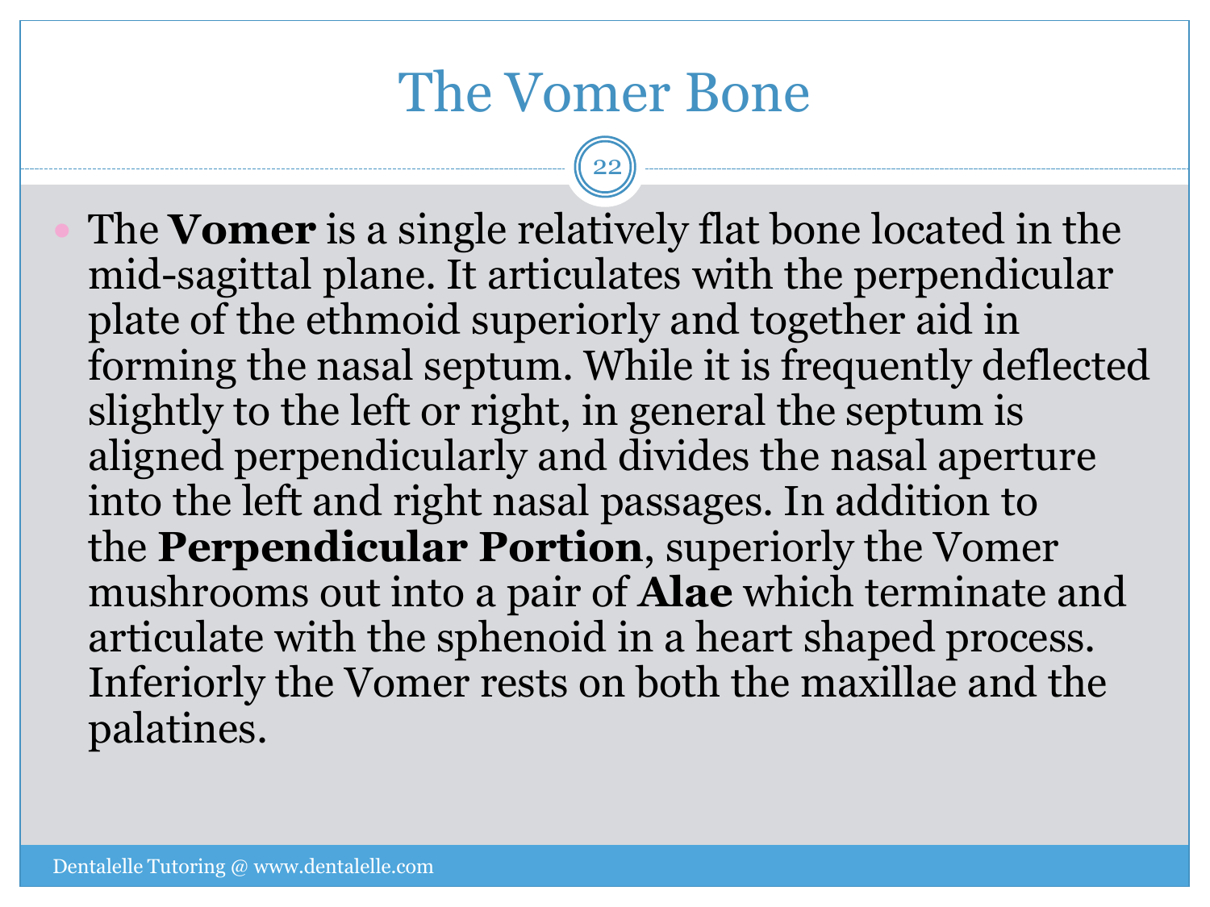# The Vomer Bone

- The **Vomer** is a single relatively flat bone located in the mid-sagittal plane. It articulates with the perpendicular plate of the ethmoid superiorly and together aid in forming the nasal septum. While it is frequently deflected slightly to the left or right, in general the septum is aligned perpendicularly and divides the nasal aperture into the left and right nasal passages. In addition to the **Perpendicular Portion**, superiorly the Vomer mushrooms out into a pair of **Alae** which terminate and articulate with the sphenoid in a heart shaped process. Inferiorly the Vomer rests on both the maxillae and the palatines.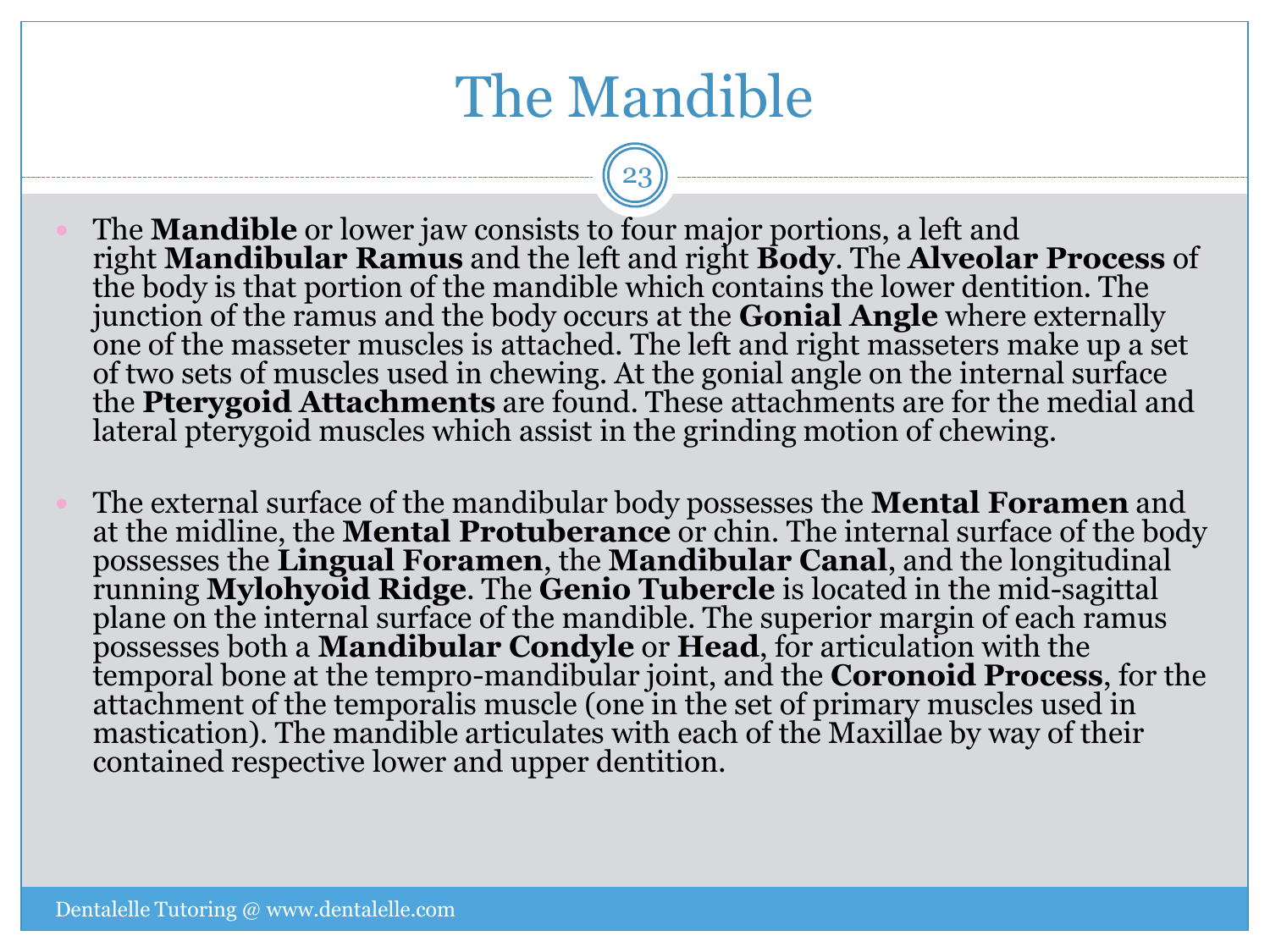# The Mandible

- The **Mandible** or lower jaw consists to four major portions, a left and right **Mandibular Ramus** and the left and right **Body**. The **Alveolar Process** of the body is that portion of the mandible which contains the lower dentition. The junction of the ramus and the body occurs at the **Gonial Angle** where externally one of the masseter muscles is attached. The left and right masseters make up a set of two sets of muscles used in chewing. At the gonial angle on the internal surface the **Pterygoid Attachments** are found. These attachments are for the medial and lateral pterygoid muscles which assist in the grinding motion of chewing.

- The external surface of the mandibular body possesses the **Mental Foramen** and at the midline, the **Mental Protuberance** or chin. The internal surface of the body possesses the **Lingual Foramen**, the **Mandibular Canal**, and the longitudinal running **Mylohyoid Ridge**. The **Genio Tubercle** is located in the mid-sagittal plane on the internal surface of the mandible. The superior margin of each ramus possesses both a **Mandibular Condyle** or **Head**, for articulation with the temporal bone at the tempro-mandibular joint, and the **Coronoid Process**, for the attachment of the temporalis muscle (one in the set of primary muscles used in mastication). The mandible articulates with each of the Maxillae by way of their contained respective lower and upper dentition.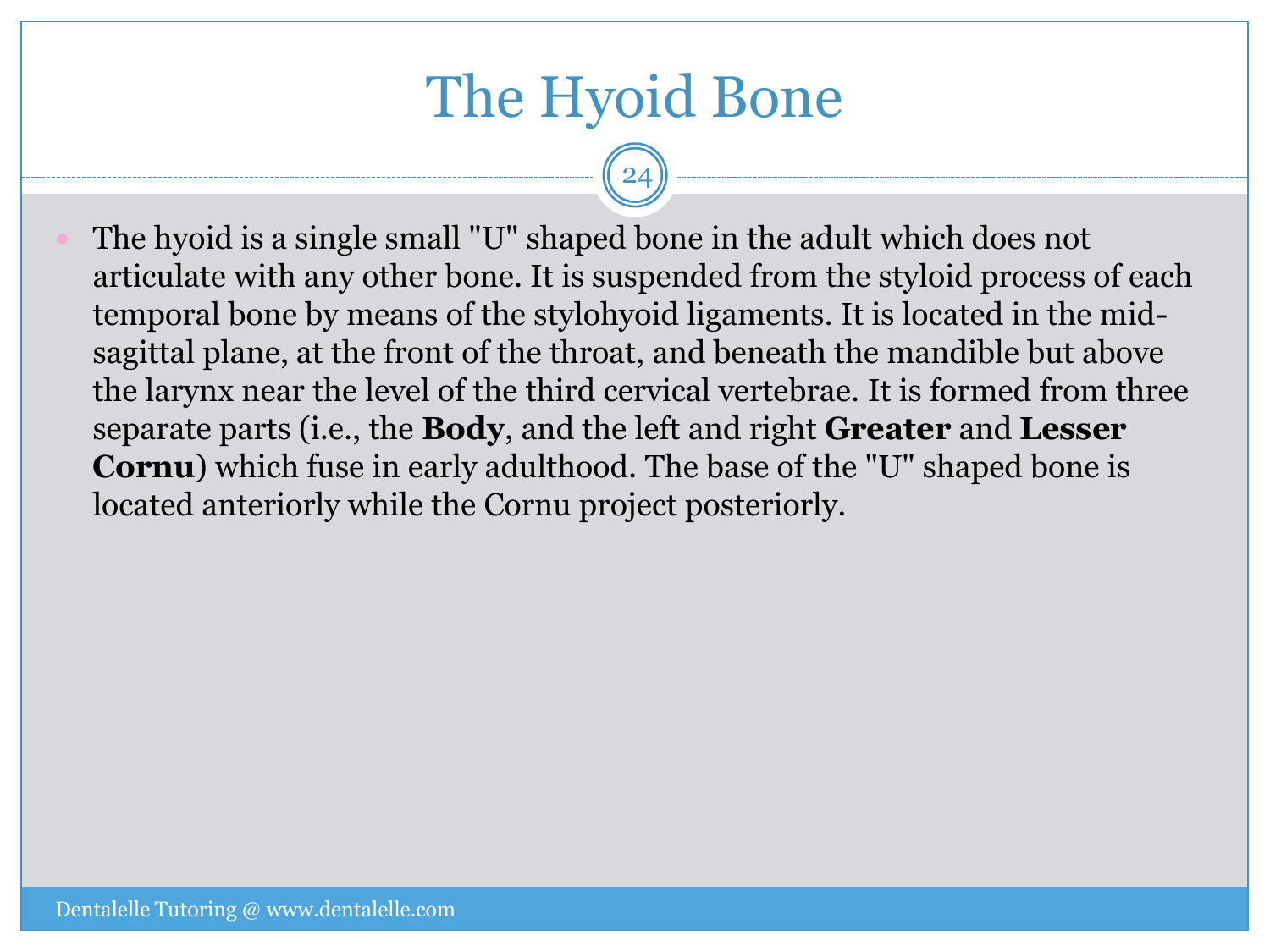# The Hyoid Bone

- The hyoid is a single small "U" shaped bone in the adult which does not articulate with any other bone. It is suspended from the styloid process of each temporal bone by means of the stylohyoid ligaments. It is located in the mid-sagittal plane, at the front of the throat, and beneath the mandible but above the larynx near the level of the third cervical vertebrae. It is formed from three separate parts (i.e., the **Body**, and the left and right **Greater** and **Lesser Cornu**) which fuse in early adulthood. The base of the "U" shaped bone is located anteriorly while the Cornu project posteriorly.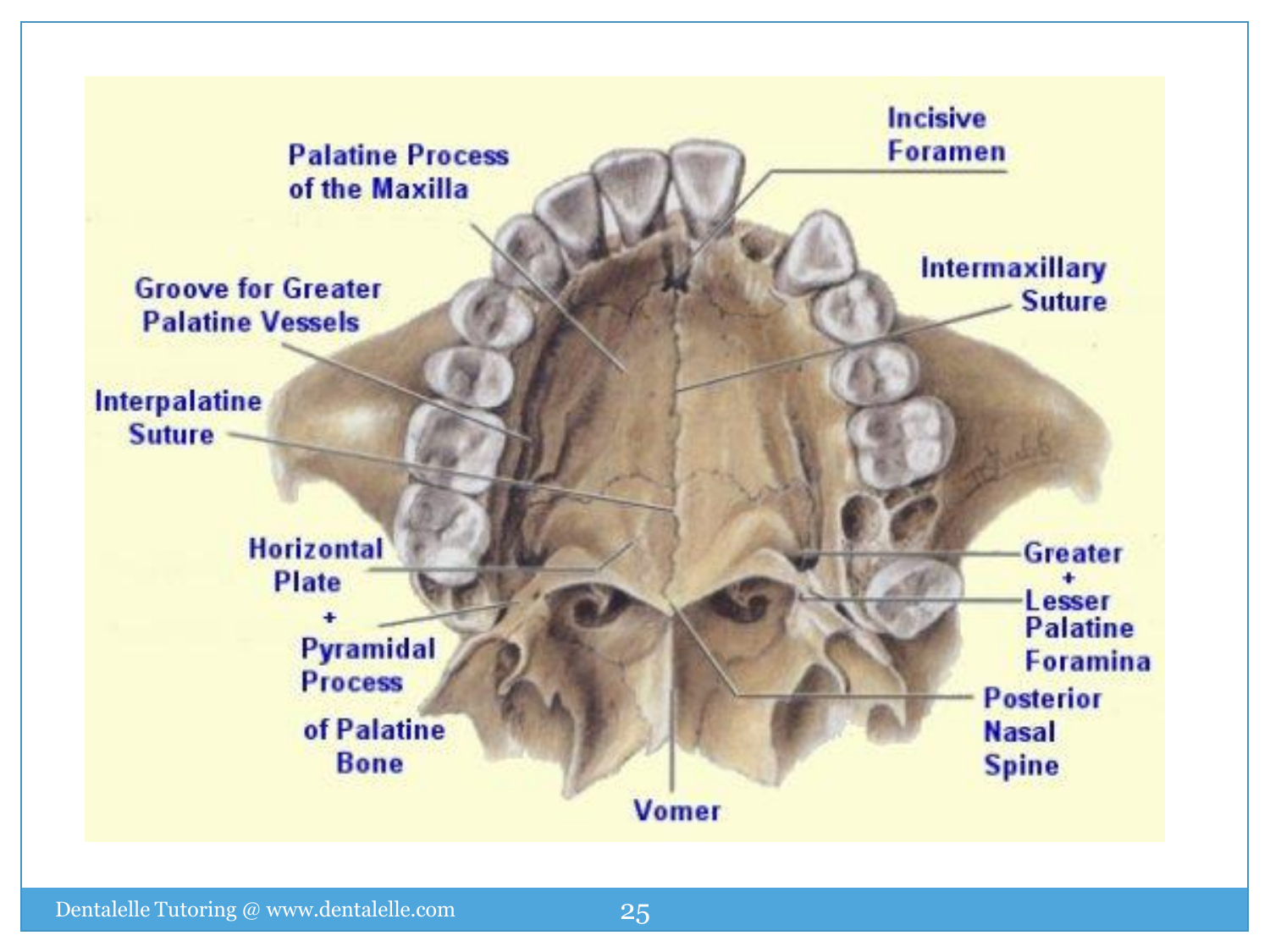Palatine Process of the Maxilla

Incisive Foramen

Groove for Greater Palatine Vessels

Intermaxillary Suture

Interpalatine Suture

Horizontal Plate + Pyramidal Process of Palatine Bone

Greater + Lesser Palatine Foramina

Posterior Nasal Spine

Vomer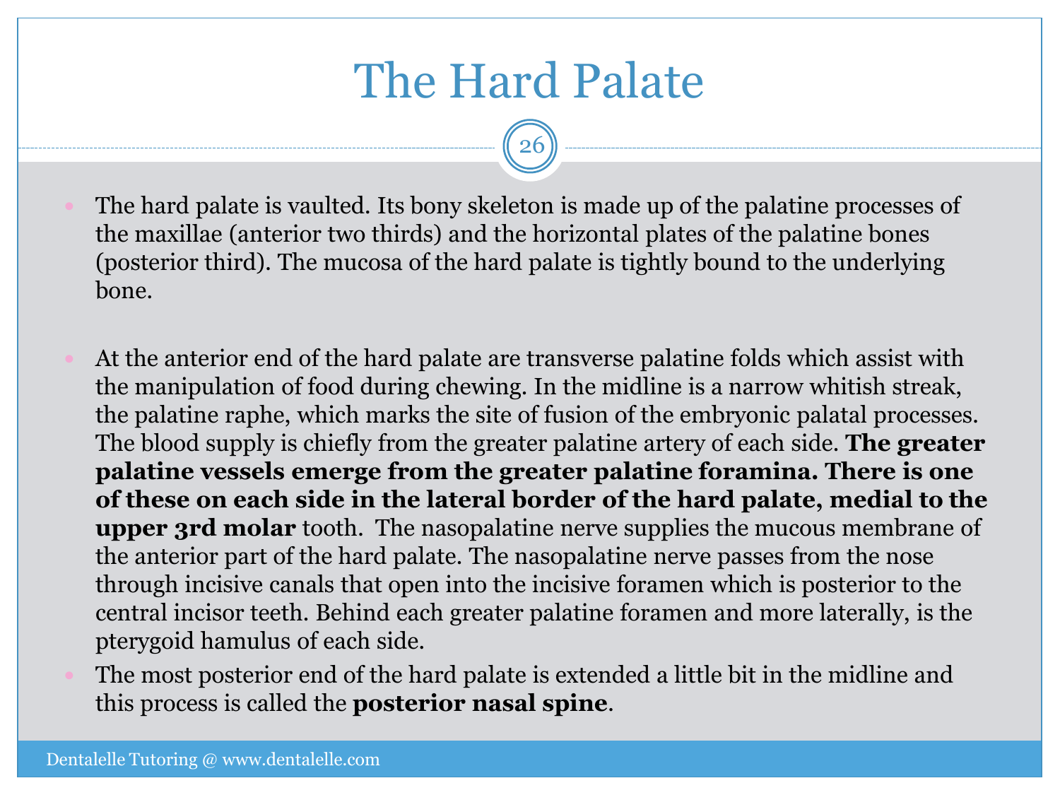# The Hard Palate

- The hard palate is vaulted. Its bony skeleton is made up of the palatine processes of the maxillae (anterior two thirds) and the horizontal plates of the palatine bones (posterior third). The mucosa of the hard palate is tightly bound to the underlying bone.

- At the anterior end of the hard palate are transverse palatine folds which assist with the manipulation of food during chewing. In the midline is a narrow whitish streak, the palatine raphe, which marks the site of fusion of the embryonic palatal processes. The blood supply is chiefly from the greater palatine artery of each side. **The greater palatine vessels emerge from the greater palatine foramina. There is one of these on each side in the lateral border of the hard palate, medial to the upper 3rd molar** tooth. The nasopalatine nerve supplies the mucous membrane of the anterior part of the hard palate. The nasopalatine nerve passes from the nose through incisive canals that open into the incisive foramen which is posterior to the central incisor teeth. Behind each greater palatine foramen and more laterally, is the pterygoid hamulus of each side.
- The most posterior end of the hard palate is extended a little bit in the midline and this process is called the **posterior nasal spine**.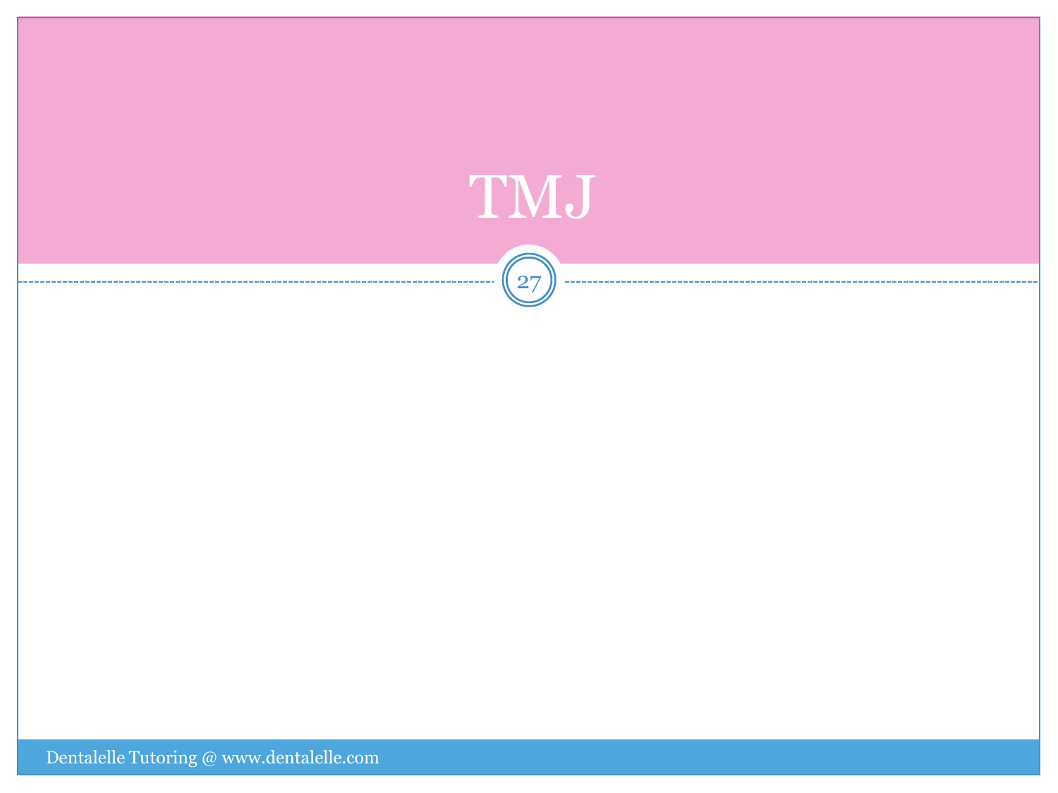# TMJ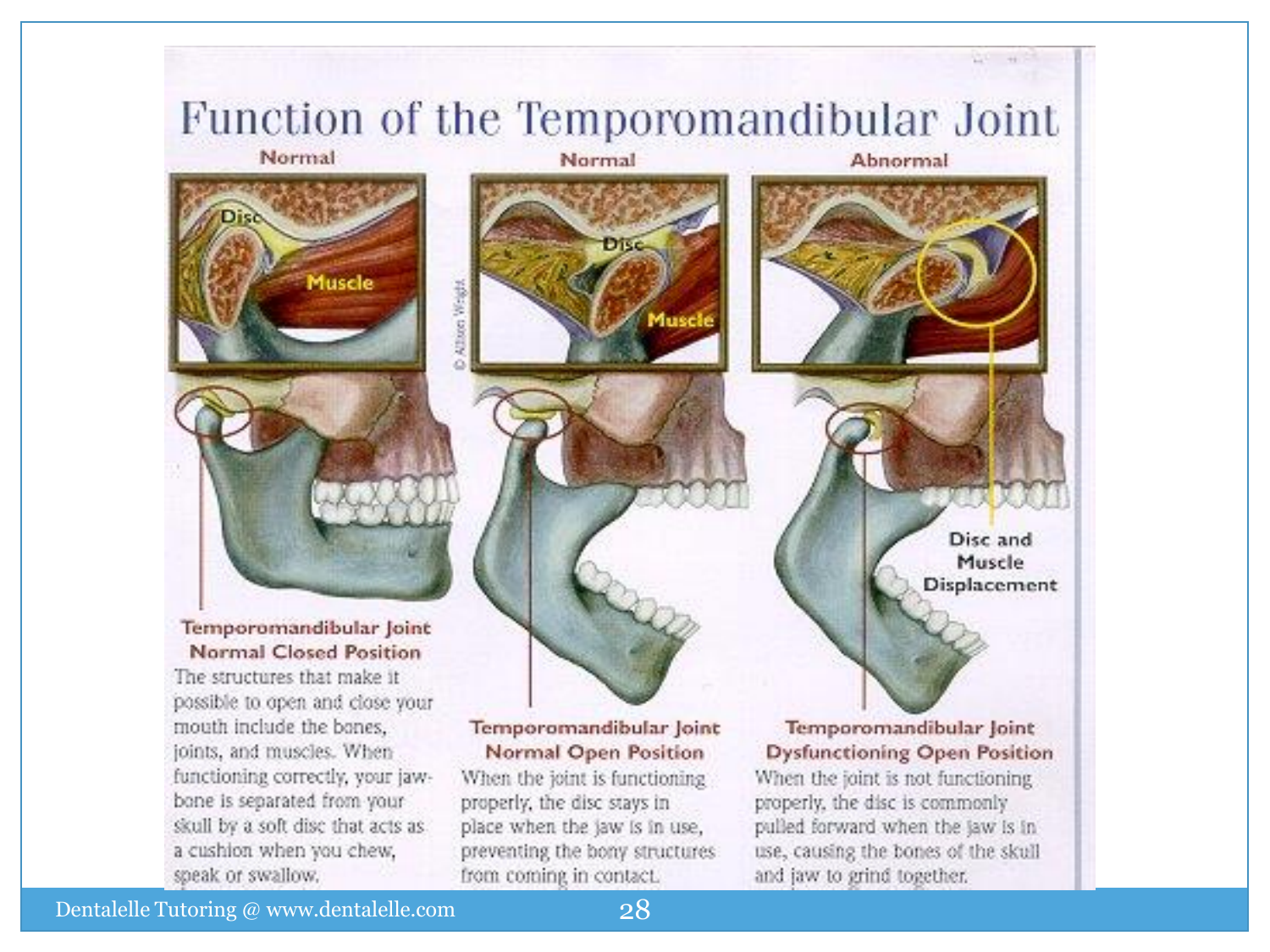# Function of the Temporomandibular Joint

| Normal | Normal | Abnormal |
|---|---|---|

Disc

Muscle

Disc

Muscle

Disc and Muscle Displacement

© Allison Wright

**Temporomandibular Joint Normal Closed Position**

The structures that make it possible to open and close your mouth include the bones, joints, and muscles. When functioning correctly, your jawbone is separated from your skull by a soft disc that acts as a cushion when you chew, speak or swallow.

**Temporomandibular Joint Normal Open Position**

When the joint is functioning properly, the disc stays in place when the jaw is in use, preventing the bony structures from coming in contact.

**Temporomandibular Joint Dysfunctioning Open Position**

When the joint is not functioning properly, the disc is commonly pulled forward when the jaw is in use, causing the bones of the skull and jaw to grind together.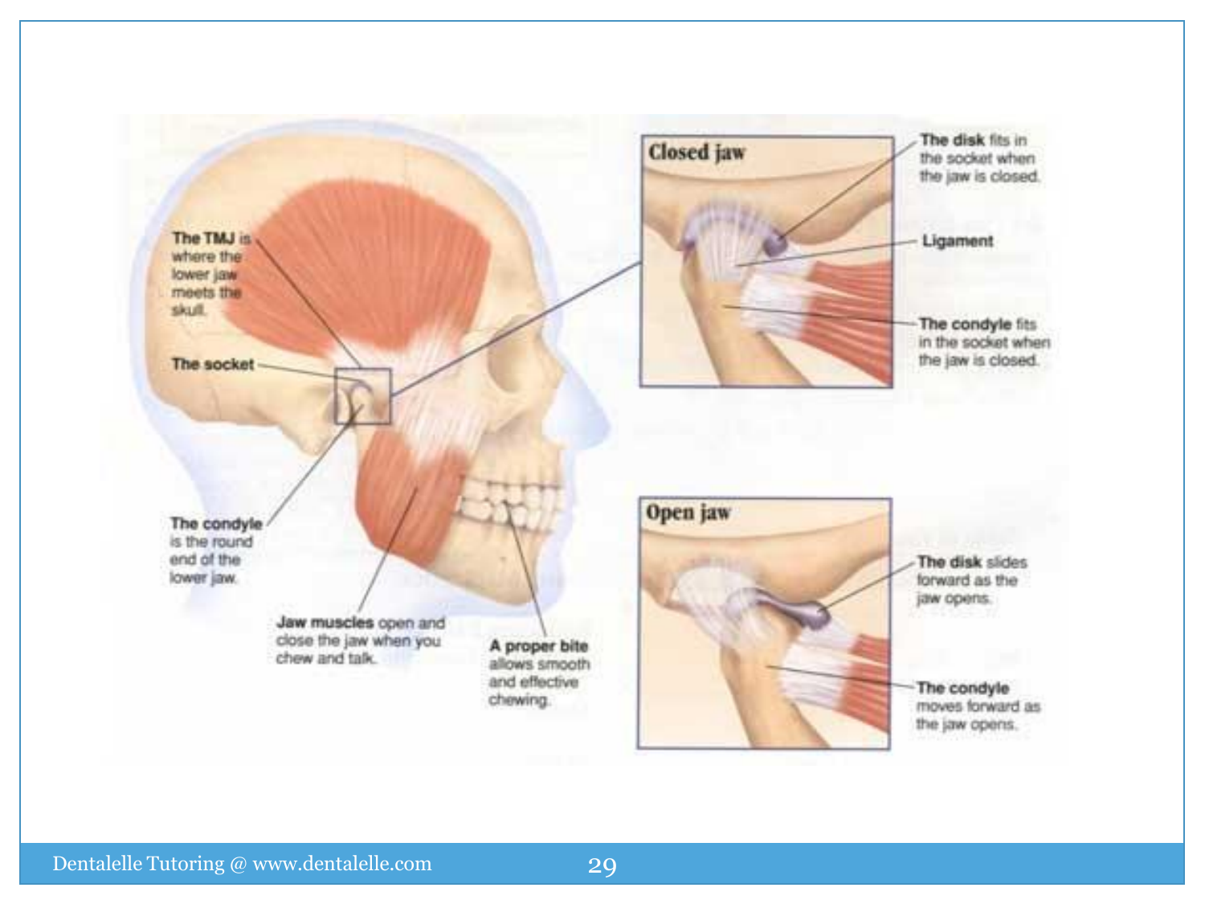The TMJ is where the lower jaw meets the skull.

The socket

The condyle is the round end of the lower jaw.

Jaw muscles open and close the jaw when you chew and talk.

A proper bite allows smooth and effective chewing.

**Closed jaw**

The disk fits in the socket when the jaw is closed.

Ligament

The condyle fits in the socket when the jaw is closed.

**Open jaw**

The disk slides forward as the jaw opens.

The condyle moves forward as the jaw opens.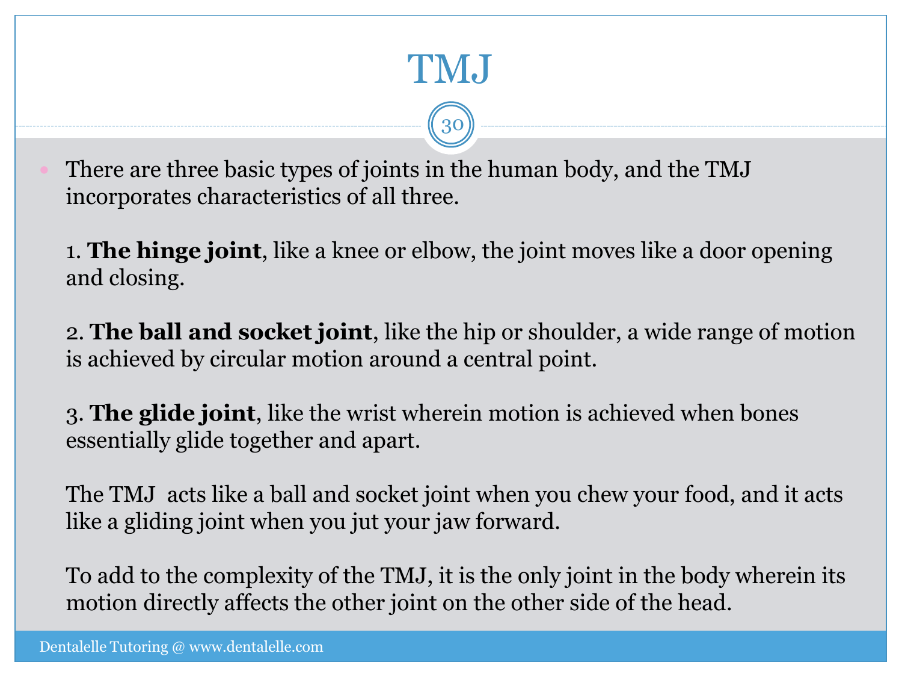# TMJ

- There are three basic types of joints in the human body, and the TMJ incorporates characteristics of all three.

  1. **The hinge joint**, like a knee or elbow, the joint moves like a door opening and closing.

  2. **The ball and socket joint**, like the hip or shoulder, a wide range of motion is achieved by circular motion around a central point.

  3. **The glide joint**, like the wrist wherein motion is achieved when bones essentially glide together and apart.

  The TMJ acts like a ball and socket joint when you chew your food, and it acts like a gliding joint when you jut your jaw forward.

  To add to the complexity of the TMJ, it is the only joint in the body wherein its motion directly affects the other joint on the other side of the head.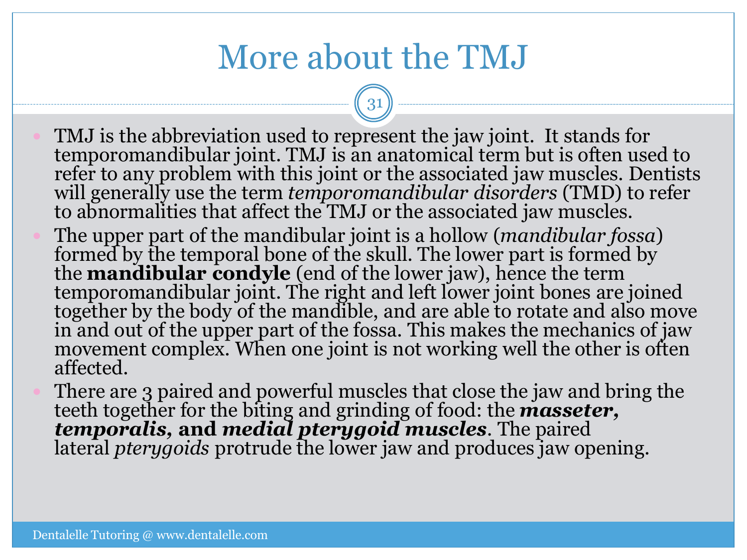# More about the TMJ

- TMJ is the abbreviation used to represent the jaw joint. It stands for temporomandibular joint. TMJ is an anatomical term but is often used to refer to any problem with this joint or the associated jaw muscles. Dentists will generally use the term *temporomandibular disorders* (TMD) to refer to abnormalities that affect the TMJ or the associated jaw muscles.
- The upper part of the mandibular joint is a hollow (*mandibular fossa*) formed by the temporal bone of the skull. The lower part is formed by the **mandibular condyle** (end of the lower jaw), hence the term temporomandibular joint. The right and left lower joint bones are joined together by the body of the mandible, and are able to rotate and also move in and out of the upper part of the fossa. This makes the mechanics of jaw movement complex. When one joint is not working well the other is often affected.
- There are 3 paired and powerful muscles that close the jaw and bring the teeth together for the biting and grinding of food: the ***masseter, temporalis,*** **and** ***medial pterygoid muscles***. The paired lateral *pterygoids* protrude the lower jaw and produces jaw opening.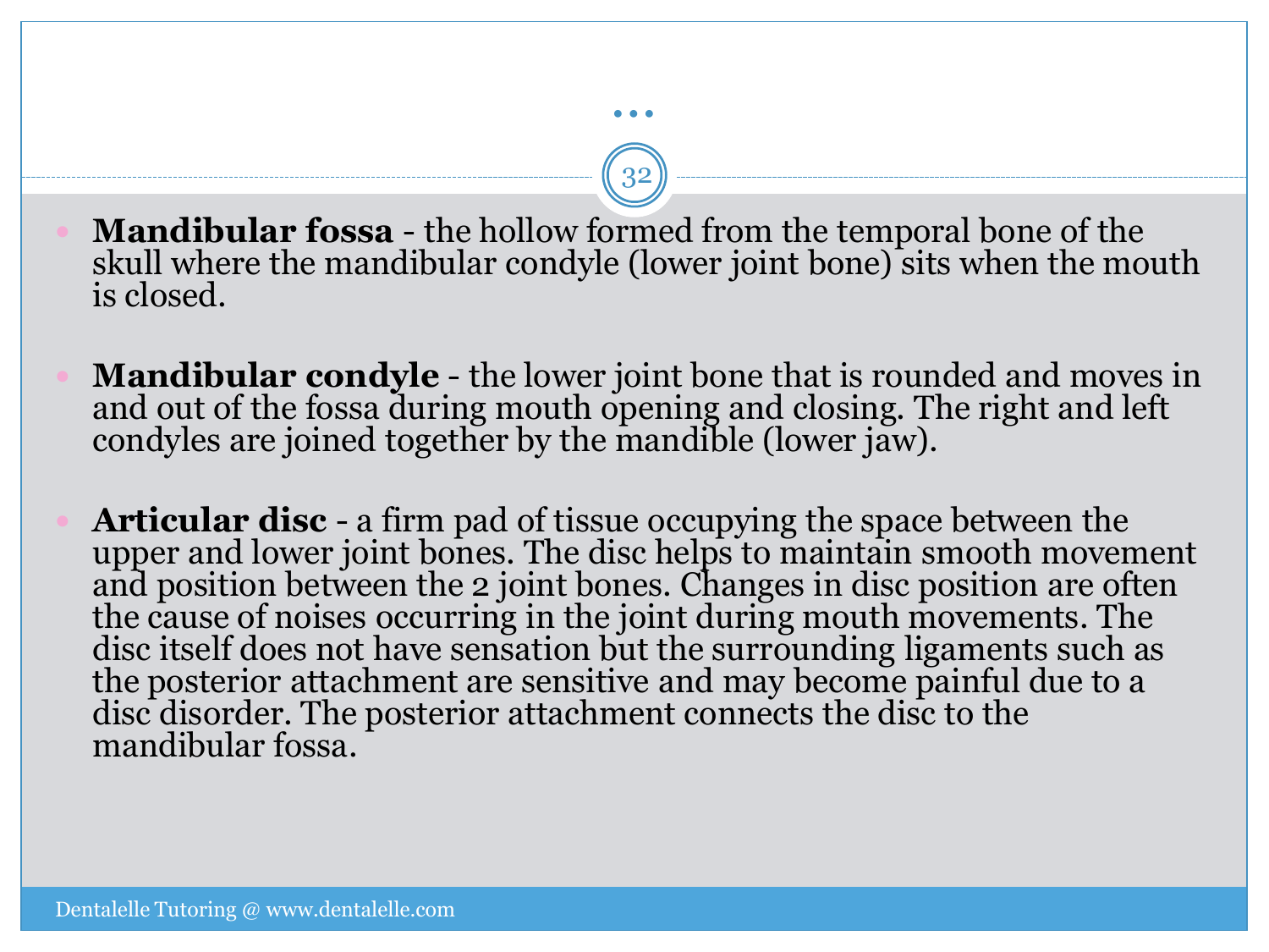- **Mandibular fossa** - the hollow formed from the temporal bone of the skull where the mandibular condyle (lower joint bone) sits when the mouth is closed.

- **Mandibular condyle** - the lower joint bone that is rounded and moves in and out of the fossa during mouth opening and closing. The right and left condyles are joined together by the mandible (lower jaw).

- **Articular disc** - a firm pad of tissue occupying the space between the upper and lower joint bones. The disc helps to maintain smooth movement and position between the 2 joint bones. Changes in disc position are often the cause of noises occurring in the joint during mouth movements. The disc itself does not have sensation but the surrounding ligaments such as the posterior attachment are sensitive and may become painful due to a disc disorder. The posterior attachment connects the disc to the mandibular fossa.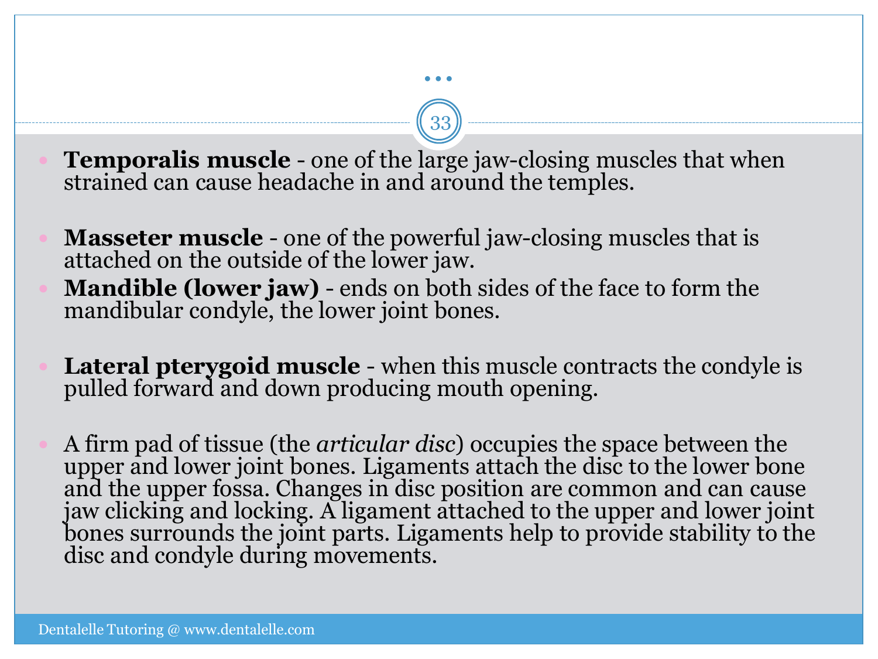- **Temporalis muscle** - one of the large jaw-closing muscles that when strained can cause headache in and around the temples.

- **Masseter muscle** - one of the powerful jaw-closing muscles that is attached on the outside of the lower jaw.
- **Mandible (lower jaw)** - ends on both sides of the face to form the mandibular condyle, the lower joint bones.

- **Lateral pterygoid muscle** - when this muscle contracts the condyle is pulled forward and down producing mouth opening.

- A firm pad of tissue (the *articular disc*) occupies the space between the upper and lower joint bones. Ligaments attach the disc to the lower bone and the upper fossa. Changes in disc position are common and can cause jaw clicking and locking. A ligament attached to the upper and lower joint bones surrounds the joint parts. Ligaments help to provide stability to the disc and condyle during movements.